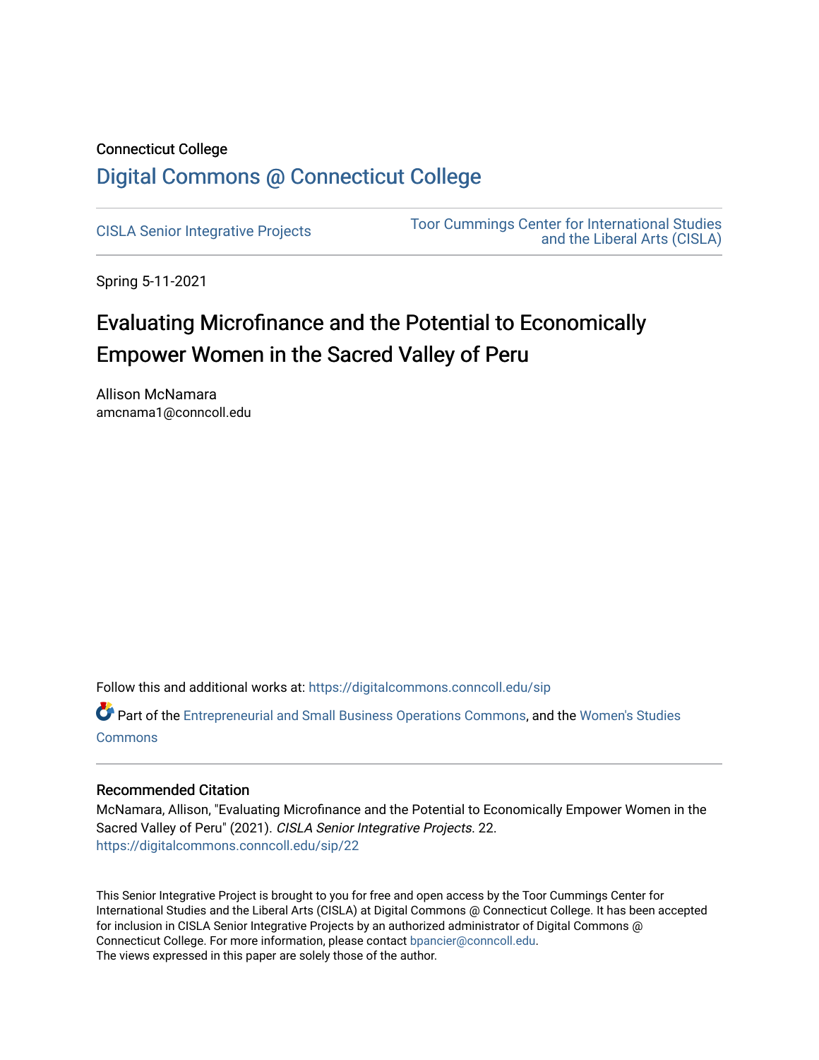Connecticut College

# Digital Commons @ Connecticut College

CISLA Senior Integrative Projects

Toor Cummings Center for International Studies and the Liberal Arts (CISLA)

Spring 5-11-2021

## Evaluating Microfinance and the Potential to Economically Empower Women in the Sacred Valley of Peru

Allison McNamara
amcnama1@conncoll.edu

Follow this and additional works at: https://digitalcommons.conncoll.edu/sip

Part of the Entrepreneurial and Small Business Operations Commons, and the Women's Studies Commons

### Recommended Citation

McNamara, Allison, "Evaluating Microfinance and the Potential to Economically Empower Women in the Sacred Valley of Peru" (2021). *CISLA Senior Integrative Projects*. 22.
https://digitalcommons.conncoll.edu/sip/22

This Senior Integrative Project is brought to you for free and open access by the Toor Cummings Center for International Studies and the Liberal Arts (CISLA) at Digital Commons @ Connecticut College. It has been accepted for inclusion in CISLA Senior Integrative Projects by an authorized administrator of Digital Commons @ Connecticut College. For more information, please contact bpancier@conncoll.edu.
The views expressed in this paper are solely those of the author.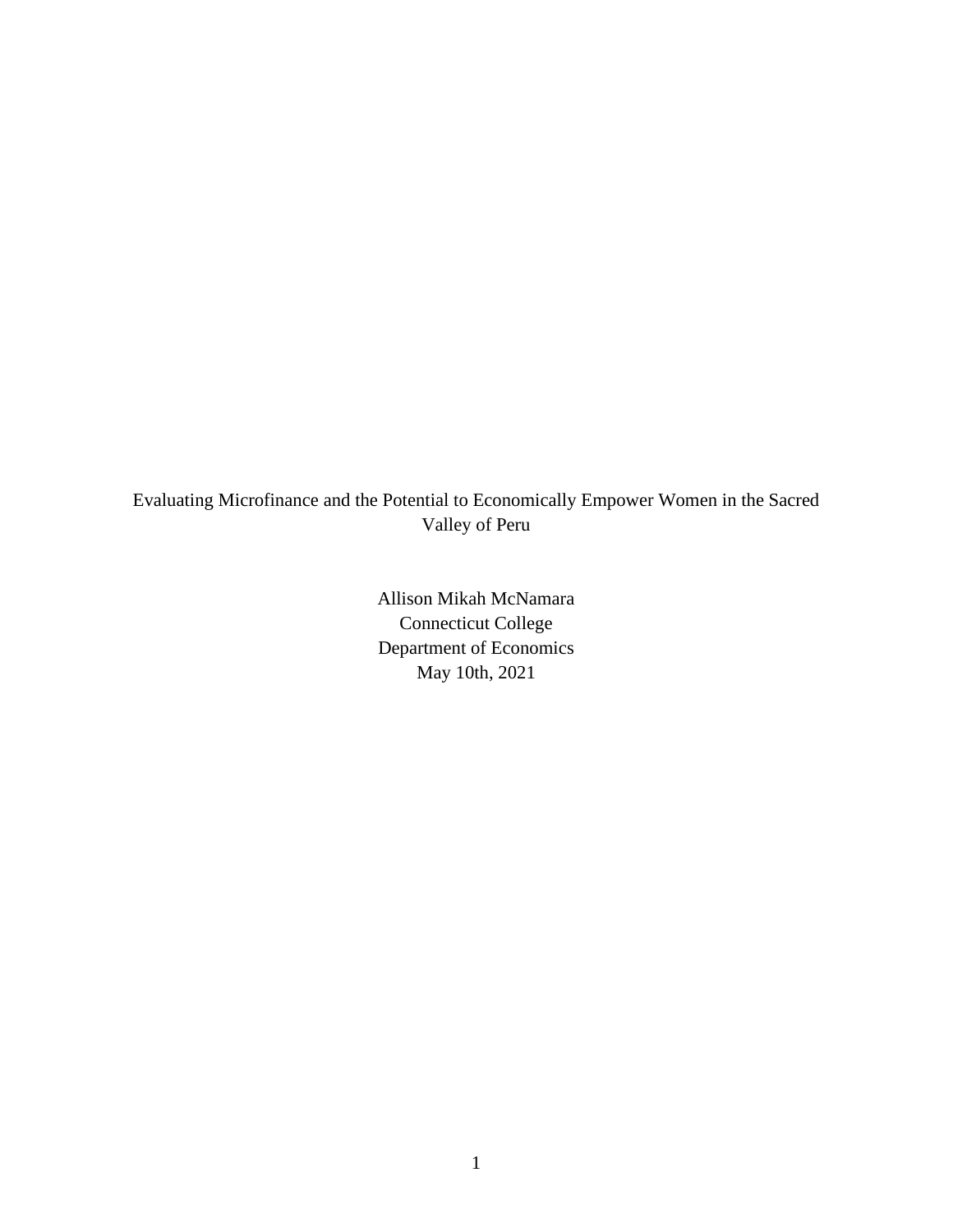# Evaluating Microfinance and the Potential to Economically Empower Women in the Sacred Valley of Peru

Allison Mikah McNamara
Connecticut College
Department of Economics
May 10th, 2021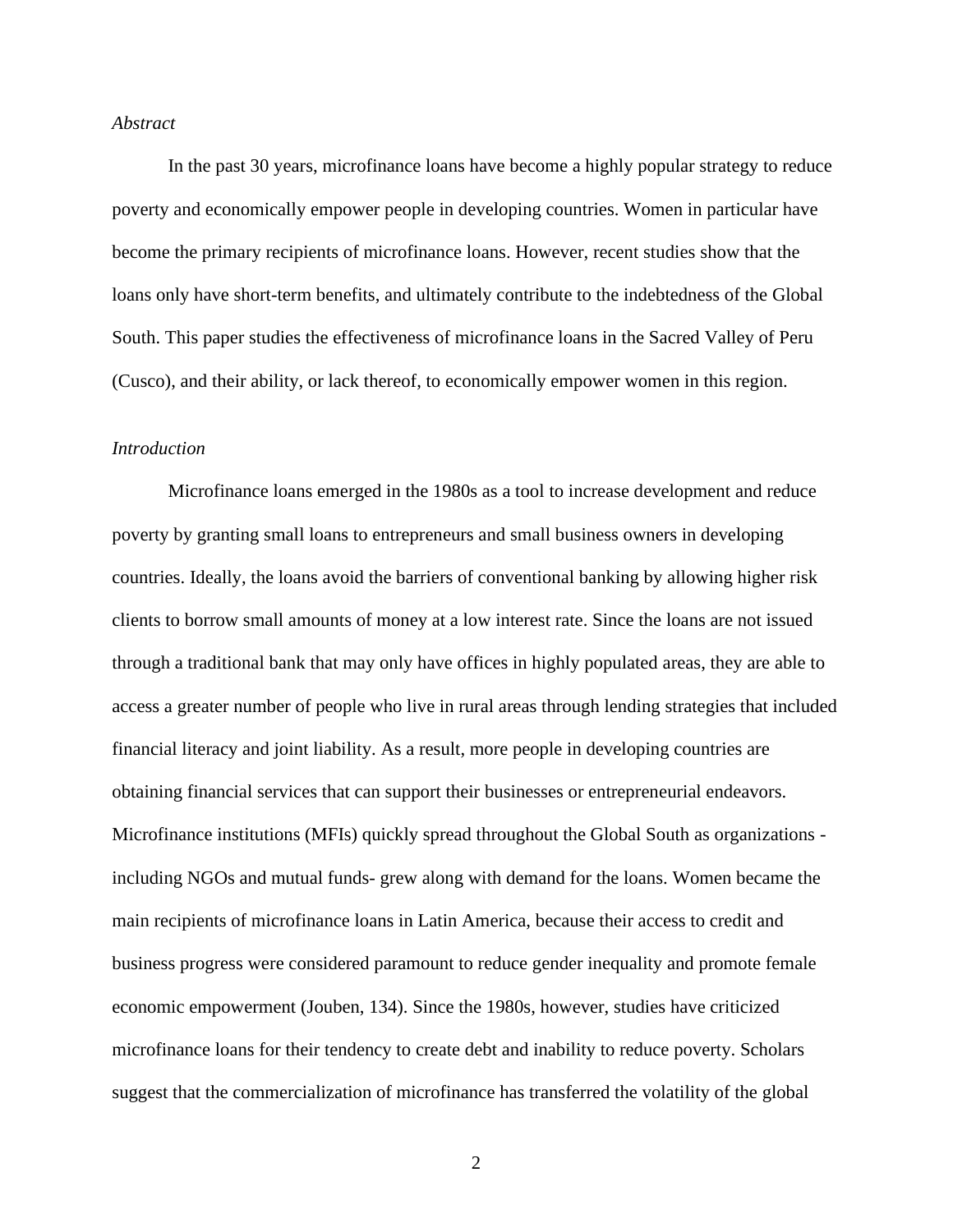*Abstract*

In the past 30 years, microfinance loans have become a highly popular strategy to reduce poverty and economically empower people in developing countries. Women in particular have become the primary recipients of microfinance loans. However, recent studies show that the loans only have short-term benefits, and ultimately contribute to the indebtedness of the Global South. This paper studies the effectiveness of microfinance loans in the Sacred Valley of Peru (Cusco), and their ability, or lack thereof, to economically empower women in this region.

*Introduction*

Microfinance loans emerged in the 1980s as a tool to increase development and reduce poverty by granting small loans to entrepreneurs and small business owners in developing countries. Ideally, the loans avoid the barriers of conventional banking by allowing higher risk clients to borrow small amounts of money at a low interest rate. Since the loans are not issued through a traditional bank that may only have offices in highly populated areas, they are able to access a greater number of people who live in rural areas through lending strategies that included financial literacy and joint liability. As a result, more people in developing countries are obtaining financial services that can support their businesses or entrepreneurial endeavors. Microfinance institutions (MFIs) quickly spread throughout the Global South as organizations - including NGOs and mutual funds- grew along with demand for the loans. Women became the main recipients of microfinance loans in Latin America, because their access to credit and business progress were considered paramount to reduce gender inequality and promote female economic empowerment (Jouben, 134). Since the 1980s, however, studies have criticized microfinance loans for their tendency to create debt and inability to reduce poverty. Scholars suggest that the commercialization of microfinance has transferred the volatility of the global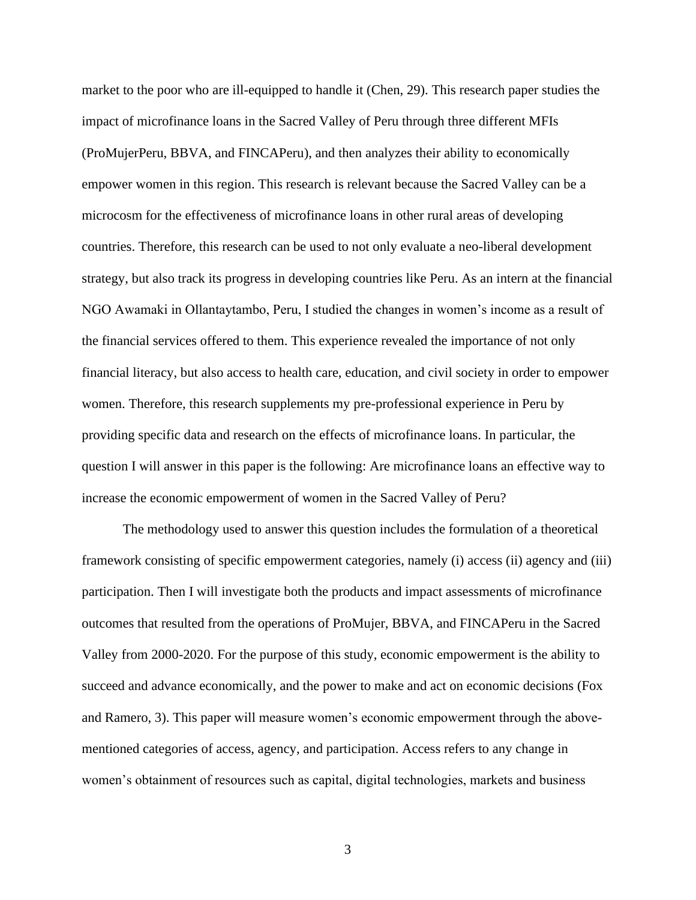market to the poor who are ill-equipped to handle it (Chen, 29). This research paper studies the impact of microfinance loans in the Sacred Valley of Peru through three different MFIs (ProMujerPeru, BBVA, and FINCAPeru), and then analyzes their ability to economically empower women in this region. This research is relevant because the Sacred Valley can be a microcosm for the effectiveness of microfinance loans in other rural areas of developing countries. Therefore, this research can be used to not only evaluate a neo-liberal development strategy, but also track its progress in developing countries like Peru. As an intern at the financial NGO Awamaki in Ollantaytambo, Peru, I studied the changes in women's income as a result of the financial services offered to them. This experience revealed the importance of not only financial literacy, but also access to health care, education, and civil society in order to empower women. Therefore, this research supplements my pre-professional experience in Peru by providing specific data and research on the effects of microfinance loans. In particular, the question I will answer in this paper is the following: Are microfinance loans an effective way to increase the economic empowerment of women in the Sacred Valley of Peru?

The methodology used to answer this question includes the formulation of a theoretical framework consisting of specific empowerment categories, namely (i) access (ii) agency and (iii) participation. Then I will investigate both the products and impact assessments of microfinance outcomes that resulted from the operations of ProMujer, BBVA, and FINCAPeru in the Sacred Valley from 2000-2020. For the purpose of this study, economic empowerment is the ability to succeed and advance economically, and the power to make and act on economic decisions (Fox and Ramero, 3). This paper will measure women's economic empowerment through the above-mentioned categories of access, agency, and participation. Access refers to any change in women's obtainment of resources such as capital, digital technologies, markets and business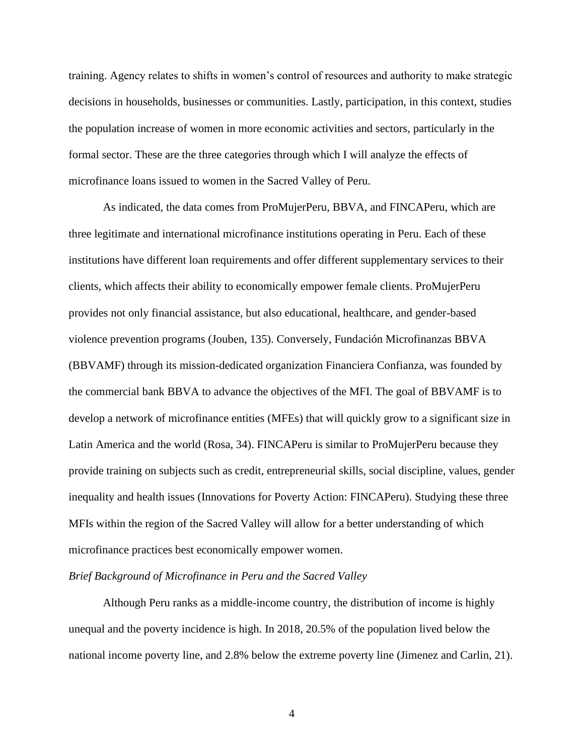training. Agency relates to shifts in women's control of resources and authority to make strategic decisions in households, businesses or communities. Lastly, participation, in this context, studies the population increase of women in more economic activities and sectors, particularly in the formal sector. These are the three categories through which I will analyze the effects of microfinance loans issued to women in the Sacred Valley of Peru.

As indicated, the data comes from ProMujerPeru, BBVA, and FINCAPeru, which are three legitimate and international microfinance institutions operating in Peru. Each of these institutions have different loan requirements and offer different supplementary services to their clients, which affects their ability to economically empower female clients. ProMujerPeru provides not only financial assistance, but also educational, healthcare, and gender-based violence prevention programs (Jouben, 135). Conversely, Fundación Microfinanzas BBVA (BBVAMF) through its mission-dedicated organization Financiera Confianza, was founded by the commercial bank BBVA to advance the objectives of the MFI. The goal of BBVAMF is to develop a network of microfinance entities (MFEs) that will quickly grow to a significant size in Latin America and the world (Rosa, 34). FINCAPeru is similar to ProMujerPeru because they provide training on subjects such as credit, entrepreneurial skills, social discipline, values, gender inequality and health issues (Innovations for Poverty Action: FINCAPeru). Studying these three MFIs within the region of the Sacred Valley will allow for a better understanding of which microfinance practices best economically empower women.

*Brief Background of Microfinance in Peru and the Sacred Valley*

Although Peru ranks as a middle-income country, the distribution of income is highly unequal and the poverty incidence is high. In 2018, 20.5% of the population lived below the national income poverty line, and 2.8% below the extreme poverty line (Jimenez and Carlin, 21).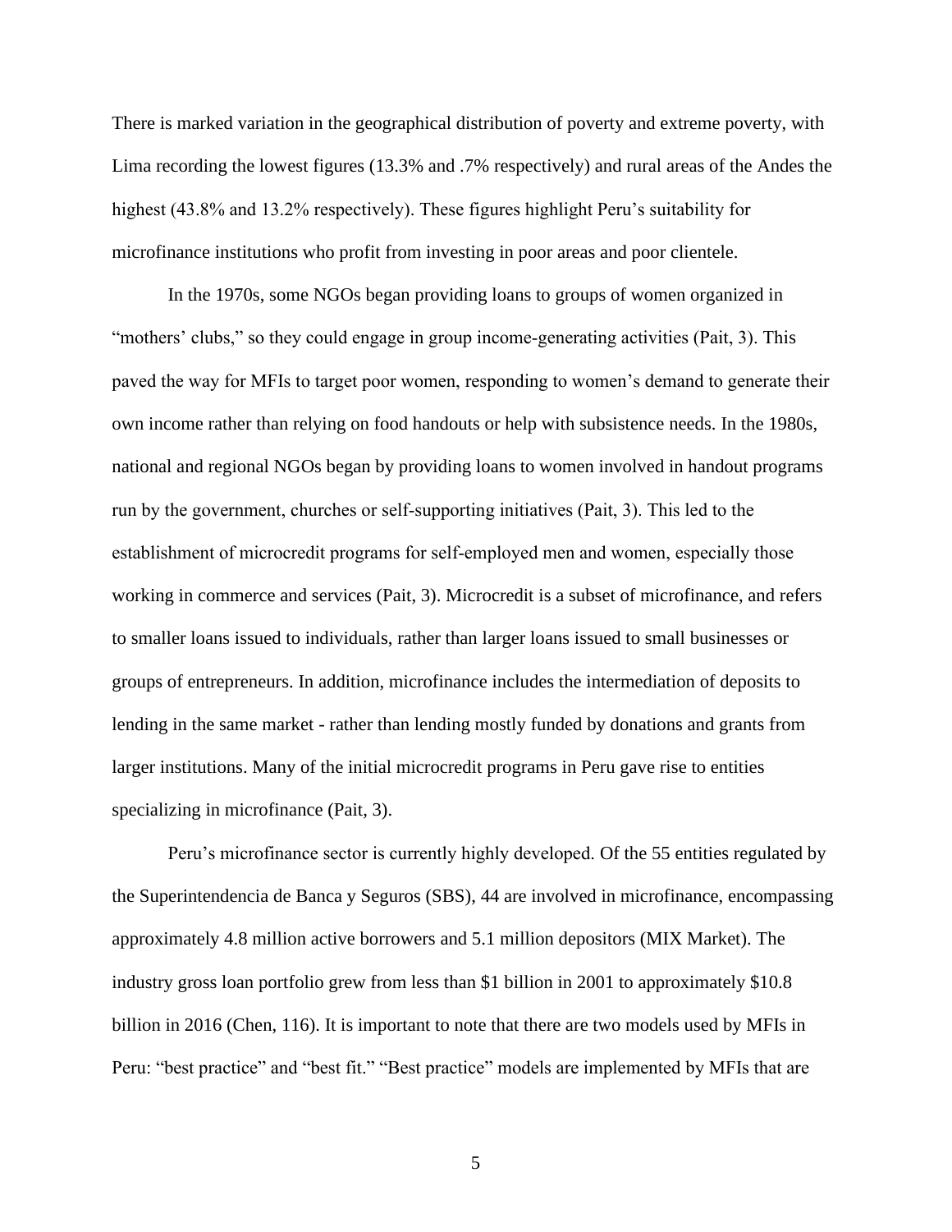There is marked variation in the geographical distribution of poverty and extreme poverty, with Lima recording the lowest figures (13.3% and .7% respectively) and rural areas of the Andes the highest (43.8% and 13.2% respectively). These figures highlight Peru's suitability for microfinance institutions who profit from investing in poor areas and poor clientele.

In the 1970s, some NGOs began providing loans to groups of women organized in "mothers' clubs," so they could engage in group income-generating activities (Pait, 3). This paved the way for MFIs to target poor women, responding to women's demand to generate their own income rather than relying on food handouts or help with subsistence needs. In the 1980s, national and regional NGOs began by providing loans to women involved in handout programs run by the government, churches or self-supporting initiatives (Pait, 3). This led to the establishment of microcredit programs for self-employed men and women, especially those working in commerce and services (Pait, 3). Microcredit is a subset of microfinance, and refers to smaller loans issued to individuals, rather than larger loans issued to small businesses or groups of entrepreneurs. In addition, microfinance includes the intermediation of deposits to lending in the same market - rather than lending mostly funded by donations and grants from larger institutions. Many of the initial microcredit programs in Peru gave rise to entities specializing in microfinance (Pait, 3).

Peru's microfinance sector is currently highly developed. Of the 55 entities regulated by the Superintendencia de Banca y Seguros (SBS), 44 are involved in microfinance, encompassing approximately 4.8 million active borrowers and 5.1 million depositors (MIX Market). The industry gross loan portfolio grew from less than $1 billion in 2001 to approximately $10.8 billion in 2016 (Chen, 116). It is important to note that there are two models used by MFIs in Peru: "best practice" and "best fit." "Best practice" models are implemented by MFIs that are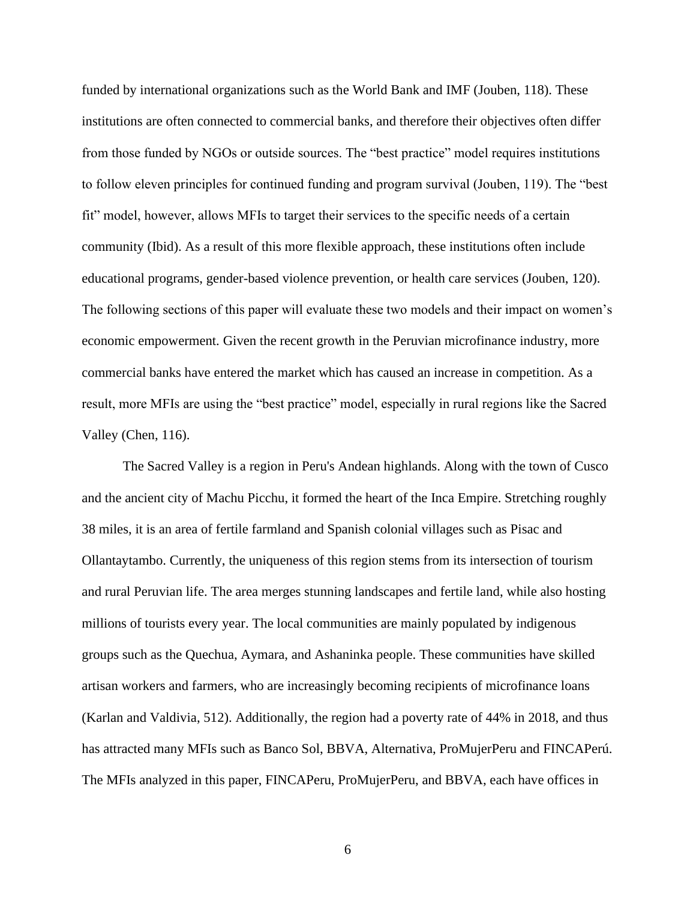funded by international organizations such as the World Bank and IMF (Jouben, 118). These institutions are often connected to commercial banks, and therefore their objectives often differ from those funded by NGOs or outside sources. The "best practice" model requires institutions to follow eleven principles for continued funding and program survival (Jouben, 119). The "best fit" model, however, allows MFIs to target their services to the specific needs of a certain community (Ibid). As a result of this more flexible approach, these institutions often include educational programs, gender-based violence prevention, or health care services (Jouben, 120). The following sections of this paper will evaluate these two models and their impact on women's economic empowerment. Given the recent growth in the Peruvian microfinance industry, more commercial banks have entered the market which has caused an increase in competition. As a result, more MFIs are using the "best practice" model, especially in rural regions like the Sacred Valley (Chen, 116).

The Sacred Valley is a region in Peru's Andean highlands. Along with the town of Cusco and the ancient city of Machu Picchu, it formed the heart of the Inca Empire. Stretching roughly 38 miles, it is an area of fertile farmland and Spanish colonial villages such as Pisac and Ollantaytambo. Currently, the uniqueness of this region stems from its intersection of tourism and rural Peruvian life. The area merges stunning landscapes and fertile land, while also hosting millions of tourists every year. The local communities are mainly populated by indigenous groups such as the Quechua, Aymara, and Ashaninka people. These communities have skilled artisan workers and farmers, who are increasingly becoming recipients of microfinance loans (Karlan and Valdivia, 512). Additionally, the region had a poverty rate of 44% in 2018, and thus has attracted many MFIs such as Banco Sol, BBVA, Alternativa, ProMujerPeru and FINCAPerú. The MFIs analyzed in this paper, FINCAPeru, ProMujerPeru, and BBVA, each have offices in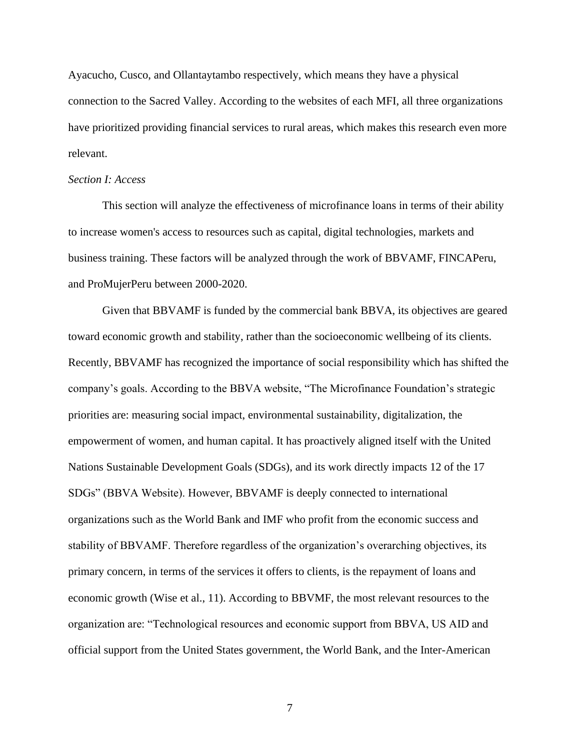Ayacucho, Cusco, and Ollantaytambo respectively, which means they have a physical connection to the Sacred Valley. According to the websites of each MFI, all three organizations have prioritized providing financial services to rural areas, which makes this research even more relevant.

*Section I: Access*

This section will analyze the effectiveness of microfinance loans in terms of their ability to increase women's access to resources such as capital, digital technologies, markets and business training. These factors will be analyzed through the work of BBVAMF, FINCAPeru, and ProMujerPeru between 2000-2020.

Given that BBVAMF is funded by the commercial bank BBVA, its objectives are geared toward economic growth and stability, rather than the socioeconomic wellbeing of its clients. Recently, BBVAMF has recognized the importance of social responsibility which has shifted the company's goals. According to the BBVA website, "The Microfinance Foundation's strategic priorities are: measuring social impact, environmental sustainability, digitalization, the empowerment of women, and human capital. It has proactively aligned itself with the United Nations Sustainable Development Goals (SDGs), and its work directly impacts 12 of the 17 SDGs" (BBVA Website). However, BBVAMF is deeply connected to international organizations such as the World Bank and IMF who profit from the economic success and stability of BBVAMF. Therefore regardless of the organization's overarching objectives, its primary concern, in terms of the services it offers to clients, is the repayment of loans and economic growth (Wise et al., 11). According to BBVMF, the most relevant resources to the organization are: "Technological resources and economic support from BBVA, US AID and official support from the United States government, the World Bank, and the Inter-American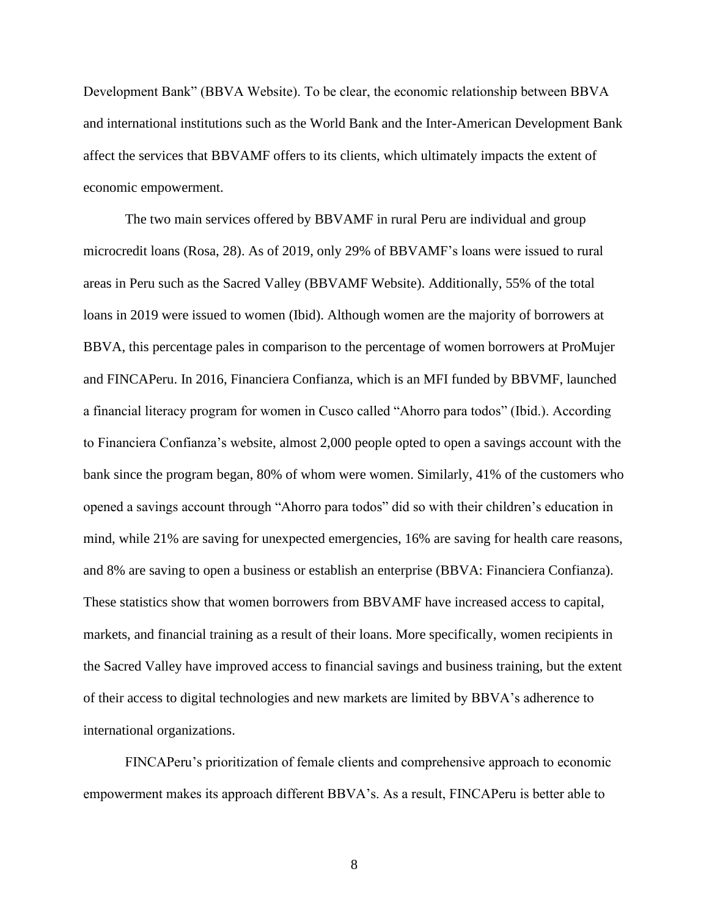Development Bank" (BBVA Website). To be clear, the economic relationship between BBVA and international institutions such as the World Bank and the Inter-American Development Bank affect the services that BBVAMF offers to its clients, which ultimately impacts the extent of economic empowerment.

The two main services offered by BBVAMF in rural Peru are individual and group microcredit loans (Rosa, 28). As of 2019, only 29% of BBVAMF's loans were issued to rural areas in Peru such as the Sacred Valley (BBVAMF Website). Additionally, 55% of the total loans in 2019 were issued to women (Ibid). Although women are the majority of borrowers at BBVA, this percentage pales in comparison to the percentage of women borrowers at ProMujer and FINCAPeru. In 2016, Financiera Confianza, which is an MFI funded by BBVMF, launched a financial literacy program for women in Cusco called "Ahorro para todos" (Ibid.). According to Financiera Confianza's website, almost 2,000 people opted to open a savings account with the bank since the program began, 80% of whom were women. Similarly, 41% of the customers who opened a savings account through "Ahorro para todos" did so with their children's education in mind, while 21% are saving for unexpected emergencies, 16% are saving for health care reasons, and 8% are saving to open a business or establish an enterprise (BBVA: Financiera Confianza). These statistics show that women borrowers from BBVAMF have increased access to capital, markets, and financial training as a result of their loans. More specifically, women recipients in the Sacred Valley have improved access to financial savings and business training, but the extent of their access to digital technologies and new markets are limited by BBVA's adherence to international organizations.

FINCAPeru's prioritization of female clients and comprehensive approach to economic empowerment makes its approach different BBVA's. As a result, FINCAPeru is better able to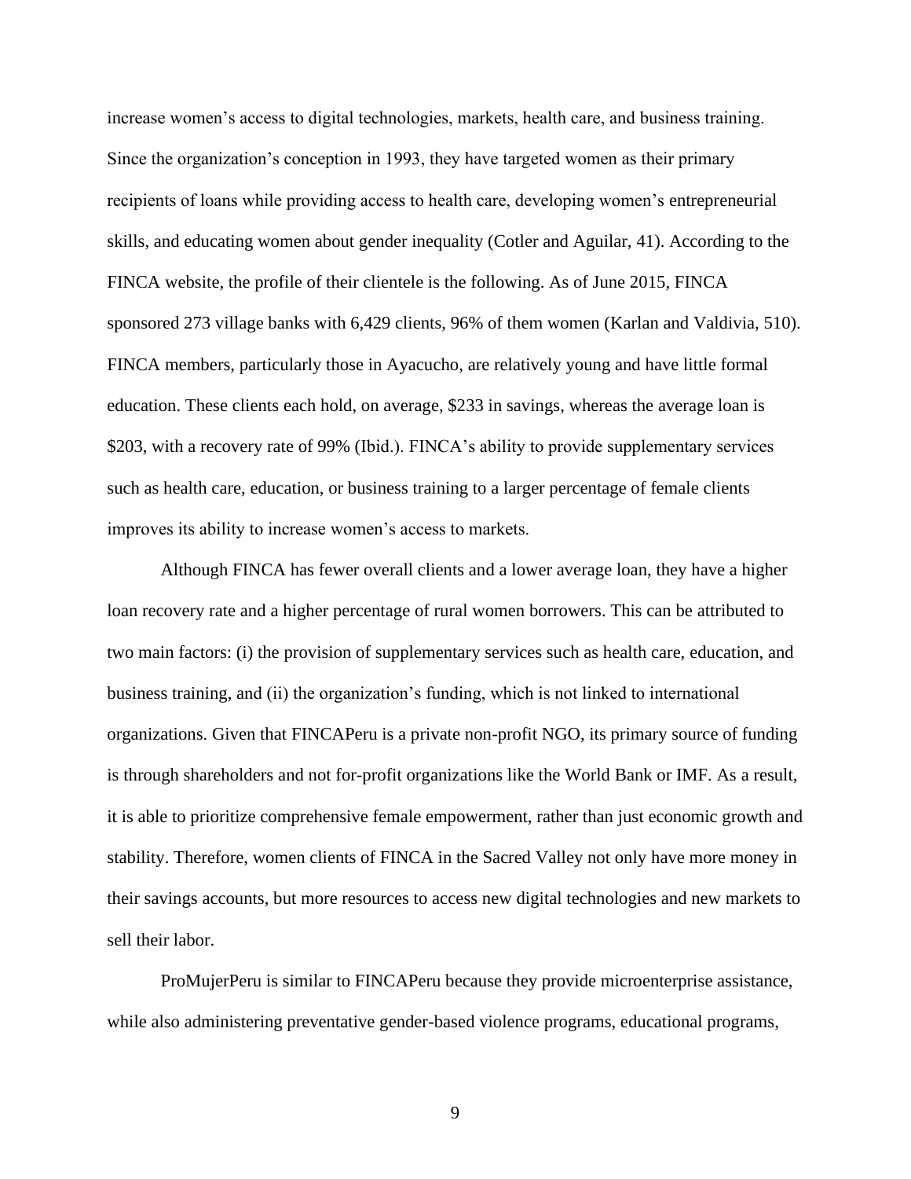increase women's access to digital technologies, markets, health care, and business training. Since the organization's conception in 1993, they have targeted women as their primary recipients of loans while providing access to health care, developing women's entrepreneurial skills, and educating women about gender inequality (Cotler and Aguilar, 41). According to the FINCA website, the profile of their clientele is the following. As of June 2015, FINCA sponsored 273 village banks with 6,429 clients, 96% of them women (Karlan and Valdivia, 510). FINCA members, particularly those in Ayacucho, are relatively young and have little formal education. These clients each hold, on average, $233 in savings, whereas the average loan is $203, with a recovery rate of 99% (Ibid.). FINCA's ability to provide supplementary services such as health care, education, or business training to a larger percentage of female clients improves its ability to increase women's access to markets.

Although FINCA has fewer overall clients and a lower average loan, they have a higher loan recovery rate and a higher percentage of rural women borrowers. This can be attributed to two main factors: (i) the provision of supplementary services such as health care, education, and business training, and (ii) the organization's funding, which is not linked to international organizations. Given that FINCAPeru is a private non-profit NGO, its primary source of funding is through shareholders and not for-profit organizations like the World Bank or IMF. As a result, it is able to prioritize comprehensive female empowerment, rather than just economic growth and stability. Therefore, women clients of FINCA in the Sacred Valley not only have more money in their savings accounts, but more resources to access new digital technologies and new markets to sell their labor.

ProMujerPeru is similar to FINCAPeru because they provide microenterprise assistance, while also administering preventative gender-based violence programs, educational programs,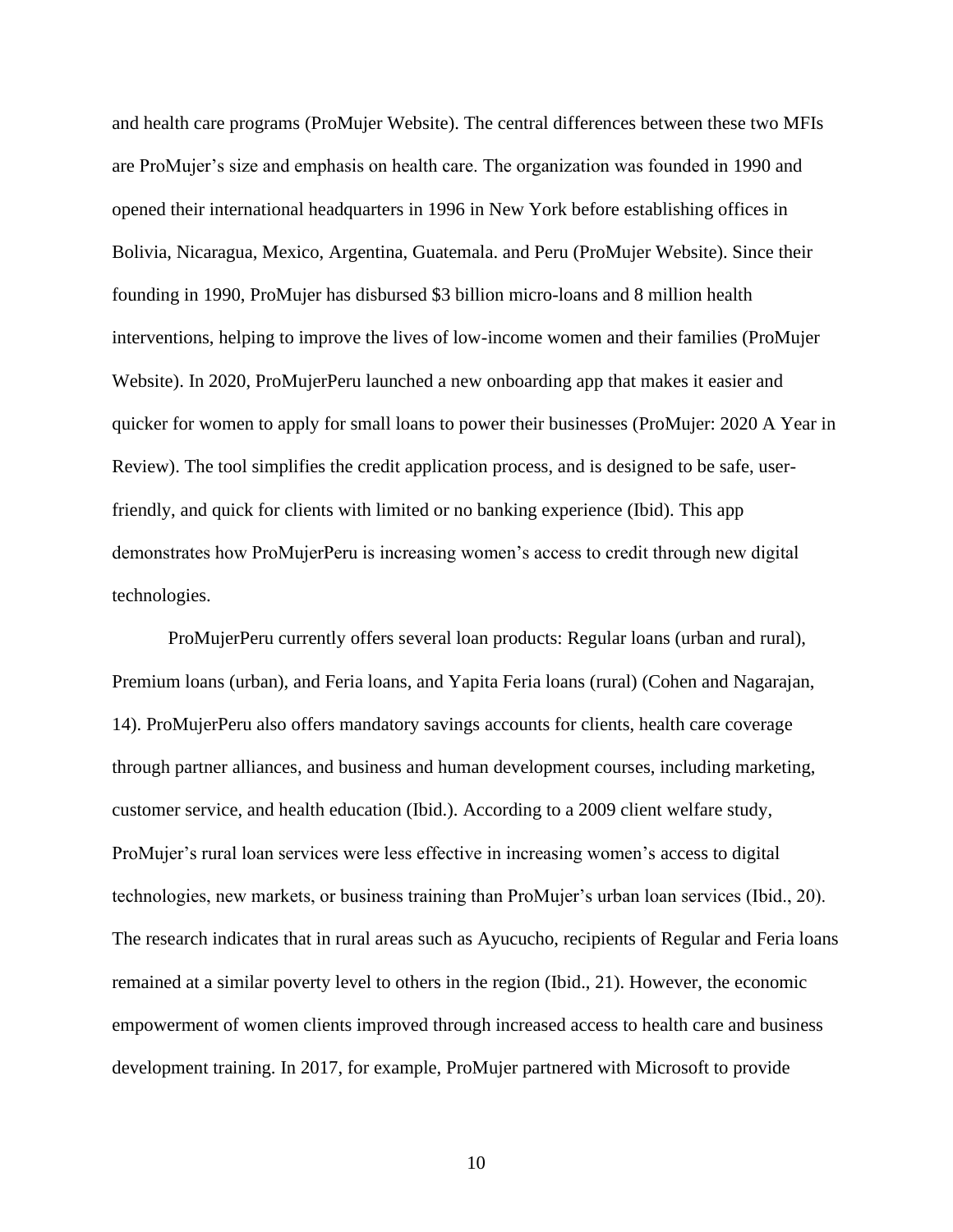and health care programs (ProMujer Website). The central differences between these two MFIs are ProMujer's size and emphasis on health care. The organization was founded in 1990 and opened their international headquarters in 1996 in New York before establishing offices in Bolivia, Nicaragua, Mexico, Argentina, Guatemala. and Peru (ProMujer Website). Since their founding in 1990, ProMujer has disbursed $3 billion micro-loans and 8 million health interventions, helping to improve the lives of low-income women and their families (ProMujer Website). In 2020, ProMujerPeru launched a new onboarding app that makes it easier and quicker for women to apply for small loans to power their businesses (ProMujer: 2020 A Year in Review). The tool simplifies the credit application process, and is designed to be safe, user-friendly, and quick for clients with limited or no banking experience (Ibid). This app demonstrates how ProMujerPeru is increasing women's access to credit through new digital technologies.

ProMujerPeru currently offers several loan products: Regular loans (urban and rural), Premium loans (urban), and Feria loans, and Yapita Feria loans (rural) (Cohen and Nagarajan, 14). ProMujerPeru also offers mandatory savings accounts for clients, health care coverage through partner alliances, and business and human development courses, including marketing, customer service, and health education (Ibid.). According to a 2009 client welfare study, ProMujer's rural loan services were less effective in increasing women's access to digital technologies, new markets, or business training than ProMujer's urban loan services (Ibid., 20). The research indicates that in rural areas such as Ayucucho, recipients of Regular and Feria loans remained at a similar poverty level to others in the region (Ibid., 21). However, the economic empowerment of women clients improved through increased access to health care and business development training. In 2017, for example, ProMujer partnered with Microsoft to provide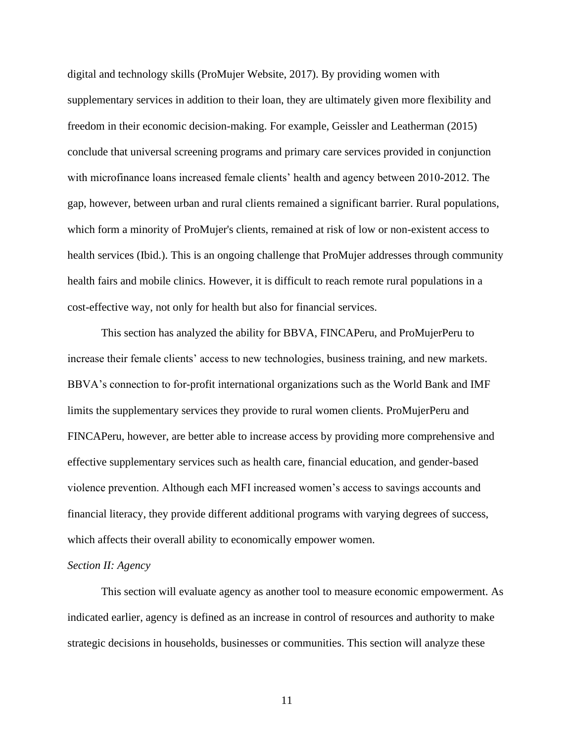digital and technology skills (ProMujer Website, 2017). By providing women with supplementary services in addition to their loan, they are ultimately given more flexibility and freedom in their economic decision-making. For example, Geissler and Leatherman (2015) conclude that universal screening programs and primary care services provided in conjunction with microfinance loans increased female clients' health and agency between 2010-2012. The gap, however, between urban and rural clients remained a significant barrier. Rural populations, which form a minority of ProMujer's clients, remained at risk of low or non-existent access to health services (Ibid.). This is an ongoing challenge that ProMujer addresses through community health fairs and mobile clinics. However, it is difficult to reach remote rural populations in a cost-effective way, not only for health but also for financial services.

This section has analyzed the ability for BBVA, FINCAPeru, and ProMujerPeru to increase their female clients' access to new technologies, business training, and new markets. BBVA's connection to for-profit international organizations such as the World Bank and IMF limits the supplementary services they provide to rural women clients. ProMujerPeru and FINCAPeru, however, are better able to increase access by providing more comprehensive and effective supplementary services such as health care, financial education, and gender-based violence prevention. Although each MFI increased women's access to savings accounts and financial literacy, they provide different additional programs with varying degrees of success, which affects their overall ability to economically empower women.

*Section II: Agency*

This section will evaluate agency as another tool to measure economic empowerment. As indicated earlier, agency is defined as an increase in control of resources and authority to make strategic decisions in households, businesses or communities. This section will analyze these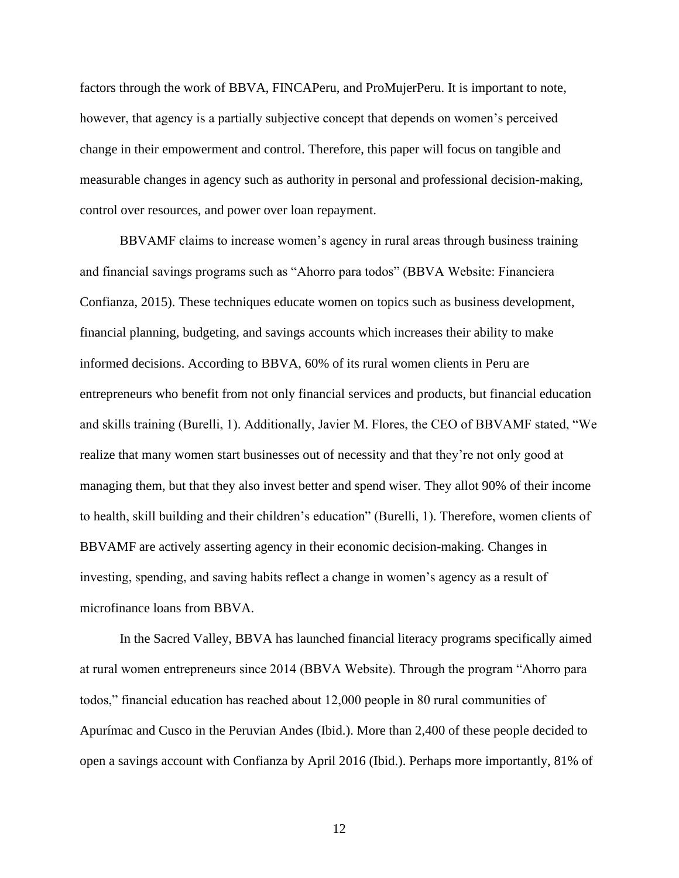factors through the work of BBVA, FINCAPeru, and ProMujerPeru. It is important to note, however, that agency is a partially subjective concept that depends on women's perceived change in their empowerment and control. Therefore, this paper will focus on tangible and measurable changes in agency such as authority in personal and professional decision-making, control over resources, and power over loan repayment.

BBVAMF claims to increase women's agency in rural areas through business training and financial savings programs such as "Ahorro para todos" (BBVA Website: Financiera Confianza, 2015). These techniques educate women on topics such as business development, financial planning, budgeting, and savings accounts which increases their ability to make informed decisions. According to BBVA, 60% of its rural women clients in Peru are entrepreneurs who benefit from not only financial services and products, but financial education and skills training (Burelli, 1). Additionally, Javier M. Flores, the CEO of BBVAMF stated, "We realize that many women start businesses out of necessity and that they're not only good at managing them, but that they also invest better and spend wiser. They allot 90% of their income to health, skill building and their children's education" (Burelli, 1). Therefore, women clients of BBVAMF are actively asserting agency in their economic decision-making. Changes in investing, spending, and saving habits reflect a change in women's agency as a result of microfinance loans from BBVA.

In the Sacred Valley, BBVA has launched financial literacy programs specifically aimed at rural women entrepreneurs since 2014 (BBVA Website). Through the program "Ahorro para todos," financial education has reached about 12,000 people in 80 rural communities of Apurímac and Cusco in the Peruvian Andes (Ibid.). More than 2,400 of these people decided to open a savings account with Confianza by April 2016 (Ibid.). Perhaps more importantly, 81% of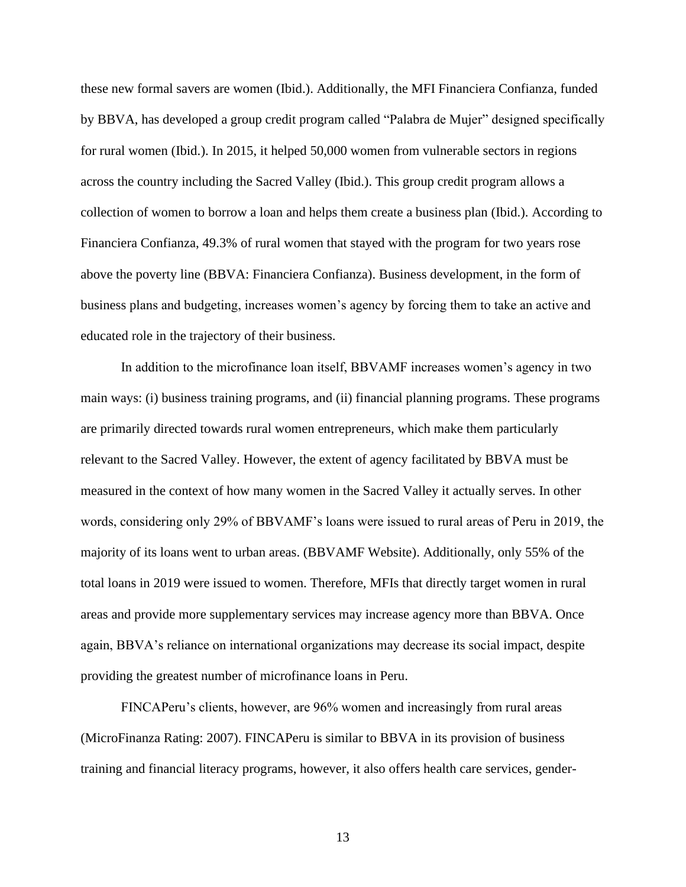these new formal savers are women (Ibid.). Additionally, the MFI Financiera Confianza, funded by BBVA, has developed a group credit program called "Palabra de Mujer" designed specifically for rural women (Ibid.). In 2015, it helped 50,000 women from vulnerable sectors in regions across the country including the Sacred Valley (Ibid.). This group credit program allows a collection of women to borrow a loan and helps them create a business plan (Ibid.). According to Financiera Confianza, 49.3% of rural women that stayed with the program for two years rose above the poverty line (BBVA: Financiera Confianza). Business development, in the form of business plans and budgeting, increases women's agency by forcing them to take an active and educated role in the trajectory of their business.

In addition to the microfinance loan itself, BBVAMF increases women's agency in two main ways: (i) business training programs, and (ii) financial planning programs. These programs are primarily directed towards rural women entrepreneurs, which make them particularly relevant to the Sacred Valley. However, the extent of agency facilitated by BBVA must be measured in the context of how many women in the Sacred Valley it actually serves. In other words, considering only 29% of BBVAMF's loans were issued to rural areas of Peru in 2019, the majority of its loans went to urban areas. (BBVAMF Website). Additionally, only 55% of the total loans in 2019 were issued to women. Therefore, MFIs that directly target women in rural areas and provide more supplementary services may increase agency more than BBVA. Once again, BBVA's reliance on international organizations may decrease its social impact, despite providing the greatest number of microfinance loans in Peru.

FINCAPeru's clients, however, are 96% women and increasingly from rural areas (MicroFinanza Rating: 2007). FINCAPeru is similar to BBVA in its provision of business training and financial literacy programs, however, it also offers health care services, gender-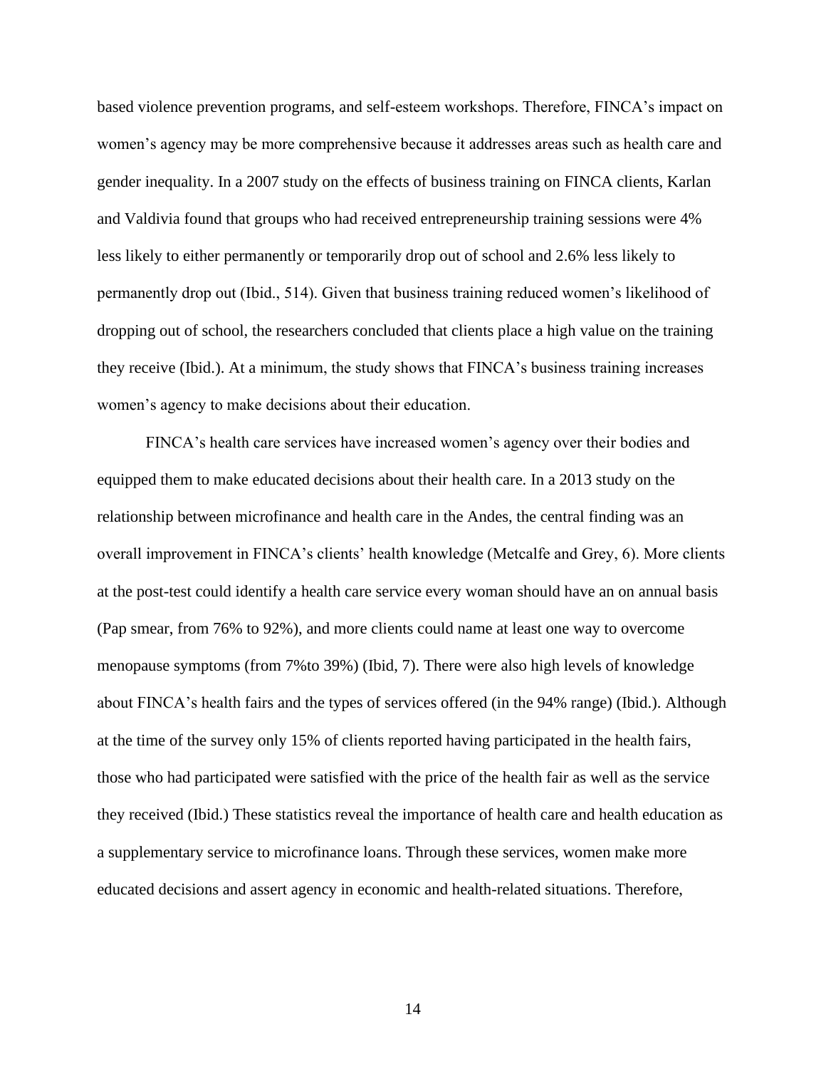based violence prevention programs, and self-esteem workshops. Therefore, FINCA's impact on women's agency may be more comprehensive because it addresses areas such as health care and gender inequality. In a 2007 study on the effects of business training on FINCA clients, Karlan and Valdivia found that groups who had received entrepreneurship training sessions were 4% less likely to either permanently or temporarily drop out of school and 2.6% less likely to permanently drop out (Ibid., 514). Given that business training reduced women's likelihood of dropping out of school, the researchers concluded that clients place a high value on the training they receive (Ibid.). At a minimum, the study shows that FINCA's business training increases women's agency to make decisions about their education.

FINCA's health care services have increased women's agency over their bodies and equipped them to make educated decisions about their health care. In a 2013 study on the relationship between microfinance and health care in the Andes, the central finding was an overall improvement in FINCA's clients' health knowledge (Metcalfe and Grey, 6). More clients at the post-test could identify a health care service every woman should have an on annual basis (Pap smear, from 76% to 92%), and more clients could name at least one way to overcome menopause symptoms (from 7%to 39%) (Ibid, 7). There were also high levels of knowledge about FINCA's health fairs and the types of services offered (in the 94% range) (Ibid.). Although at the time of the survey only 15% of clients reported having participated in the health fairs, those who had participated were satisfied with the price of the health fair as well as the service they received (Ibid.) These statistics reveal the importance of health care and health education as a supplementary service to microfinance loans. Through these services, women make more educated decisions and assert agency in economic and health-related situations. Therefore,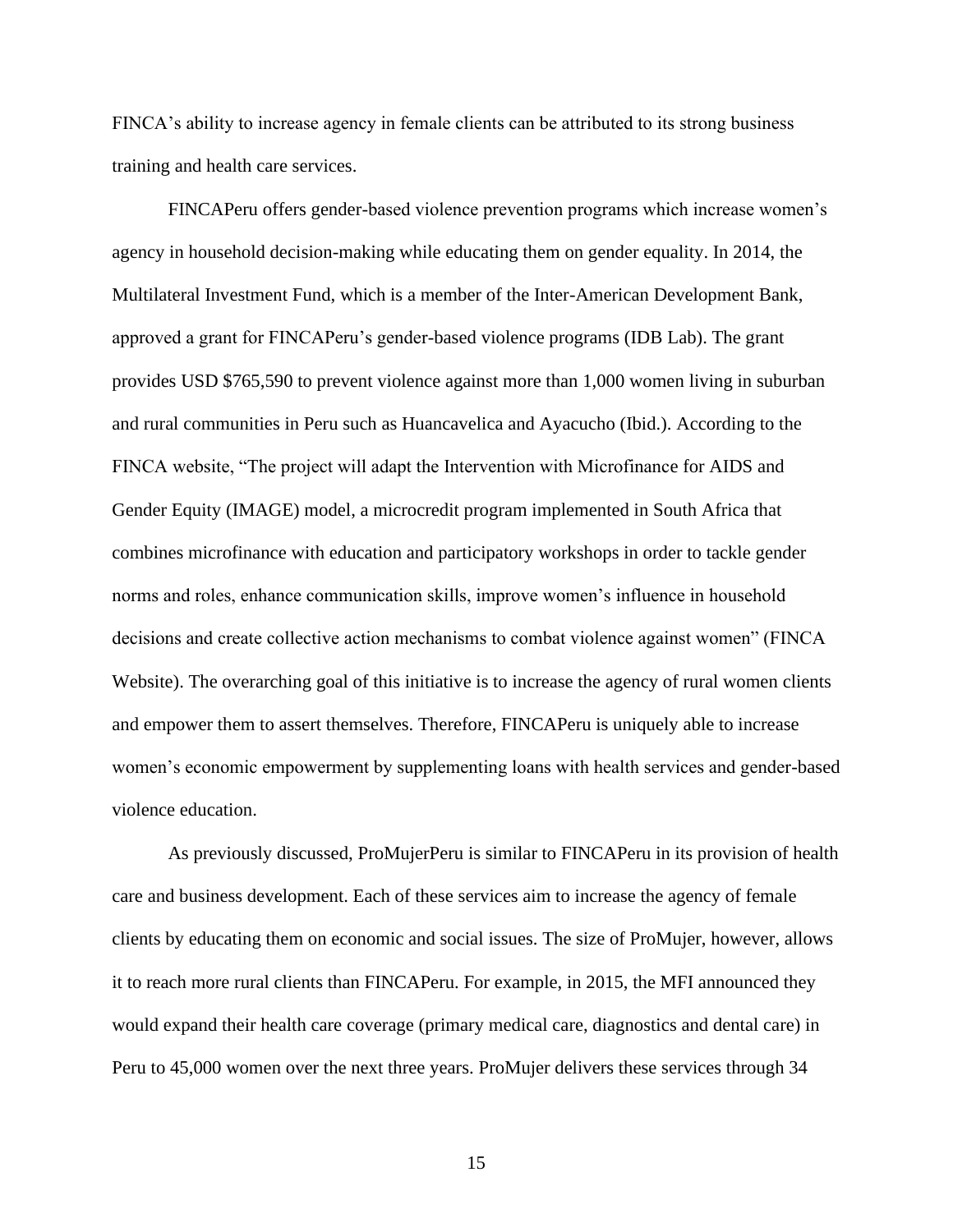FINCA's ability to increase agency in female clients can be attributed to its strong business training and health care services.

FINCAPeru offers gender-based violence prevention programs which increase women's agency in household decision-making while educating them on gender equality. In 2014, the Multilateral Investment Fund, which is a member of the Inter-American Development Bank, approved a grant for FINCAPeru's gender-based violence programs (IDB Lab). The grant provides USD $765,590 to prevent violence against more than 1,000 women living in suburban and rural communities in Peru such as Huancavelica and Ayacucho (Ibid.). According to the FINCA website, "The project will adapt the Intervention with Microfinance for AIDS and Gender Equity (IMAGE) model, a microcredit program implemented in South Africa that combines microfinance with education and participatory workshops in order to tackle gender norms and roles, enhance communication skills, improve women's influence in household decisions and create collective action mechanisms to combat violence against women" (FINCA Website). The overarching goal of this initiative is to increase the agency of rural women clients and empower them to assert themselves. Therefore, FINCAPeru is uniquely able to increase women's economic empowerment by supplementing loans with health services and gender-based violence education.

As previously discussed, ProMujerPeru is similar to FINCAPeru in its provision of health care and business development. Each of these services aim to increase the agency of female clients by educating them on economic and social issues. The size of ProMujer, however, allows it to reach more rural clients than FINCAPeru. For example, in 2015, the MFI announced they would expand their health care coverage (primary medical care, diagnostics and dental care) in Peru to 45,000 women over the next three years. ProMujer delivers these services through 34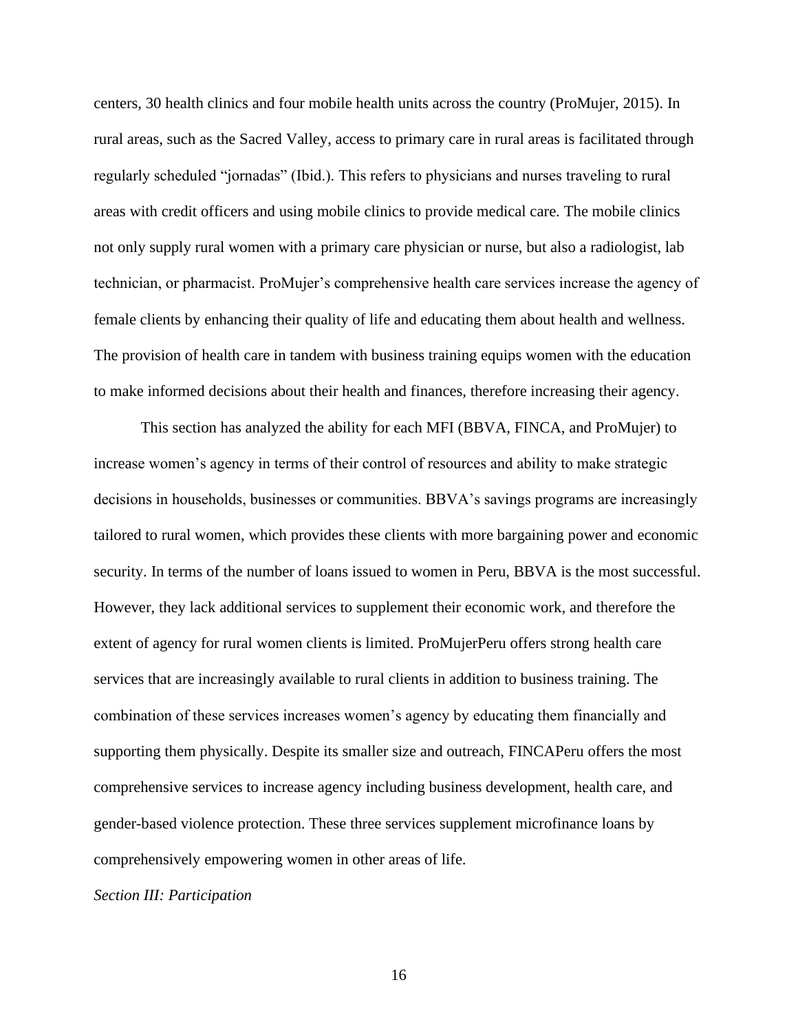centers, 30 health clinics and four mobile health units across the country (ProMujer, 2015). In rural areas, such as the Sacred Valley, access to primary care in rural areas is facilitated through regularly scheduled "jornadas" (Ibid.). This refers to physicians and nurses traveling to rural areas with credit officers and using mobile clinics to provide medical care. The mobile clinics not only supply rural women with a primary care physician or nurse, but also a radiologist, lab technician, or pharmacist. ProMujer's comprehensive health care services increase the agency of female clients by enhancing their quality of life and educating them about health and wellness. The provision of health care in tandem with business training equips women with the education to make informed decisions about their health and finances, therefore increasing their agency.

This section has analyzed the ability for each MFI (BBVA, FINCA, and ProMujer) to increase women's agency in terms of their control of resources and ability to make strategic decisions in households, businesses or communities. BBVA's savings programs are increasingly tailored to rural women, which provides these clients with more bargaining power and economic security. In terms of the number of loans issued to women in Peru, BBVA is the most successful. However, they lack additional services to supplement their economic work, and therefore the extent of agency for rural women clients is limited. ProMujerPeru offers strong health care services that are increasingly available to rural clients in addition to business training. The combination of these services increases women's agency by educating them financially and supporting them physically. Despite its smaller size and outreach, FINCAPeru offers the most comprehensive services to increase agency including business development, health care, and gender-based violence protection. These three services supplement microfinance loans by comprehensively empowering women in other areas of life.

*Section III: Participation*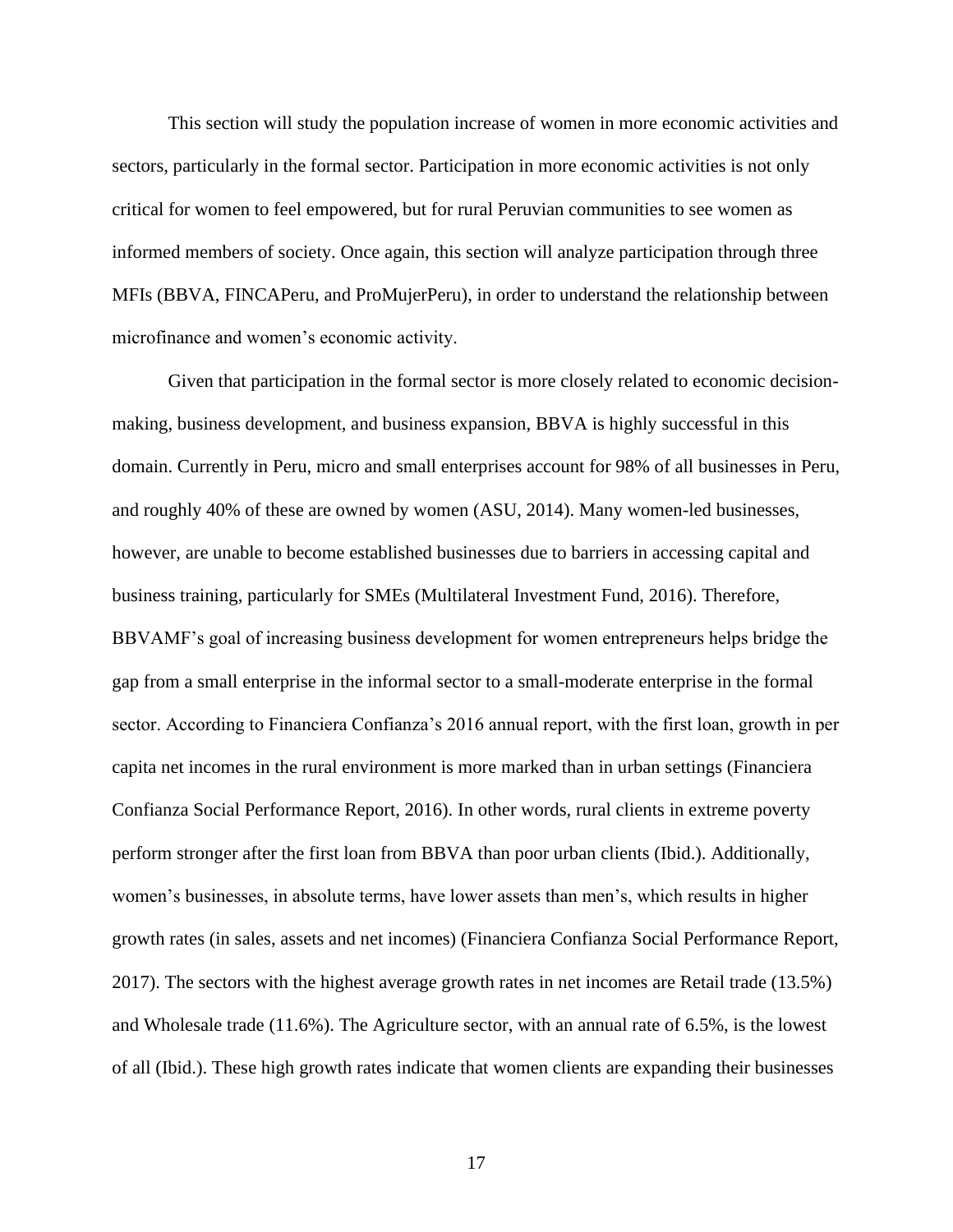This section will study the population increase of women in more economic activities and sectors, particularly in the formal sector. Participation in more economic activities is not only critical for women to feel empowered, but for rural Peruvian communities to see women as informed members of society. Once again, this section will analyze participation through three MFIs (BBVA, FINCAPeru, and ProMujerPeru), in order to understand the relationship between microfinance and women's economic activity.

Given that participation in the formal sector is more closely related to economic decision-making, business development, and business expansion, BBVA is highly successful in this domain. Currently in Peru, micro and small enterprises account for 98% of all businesses in Peru, and roughly 40% of these are owned by women (ASU, 2014). Many women-led businesses, however, are unable to become established businesses due to barriers in accessing capital and business training, particularly for SMEs (Multilateral Investment Fund, 2016). Therefore, BBVAMF's goal of increasing business development for women entrepreneurs helps bridge the gap from a small enterprise in the informal sector to a small-moderate enterprise in the formal sector. According to Financiera Confianza's 2016 annual report, with the first loan, growth in per capita net incomes in the rural environment is more marked than in urban settings (Financiera Confianza Social Performance Report, 2016). In other words, rural clients in extreme poverty perform stronger after the first loan from BBVA than poor urban clients (Ibid.). Additionally, women's businesses, in absolute terms, have lower assets than men's, which results in higher growth rates (in sales, assets and net incomes) (Financiera Confianza Social Performance Report, 2017). The sectors with the highest average growth rates in net incomes are Retail trade (13.5%) and Wholesale trade (11.6%). The Agriculture sector, with an annual rate of 6.5%, is the lowest of all (Ibid.). These high growth rates indicate that women clients are expanding their businesses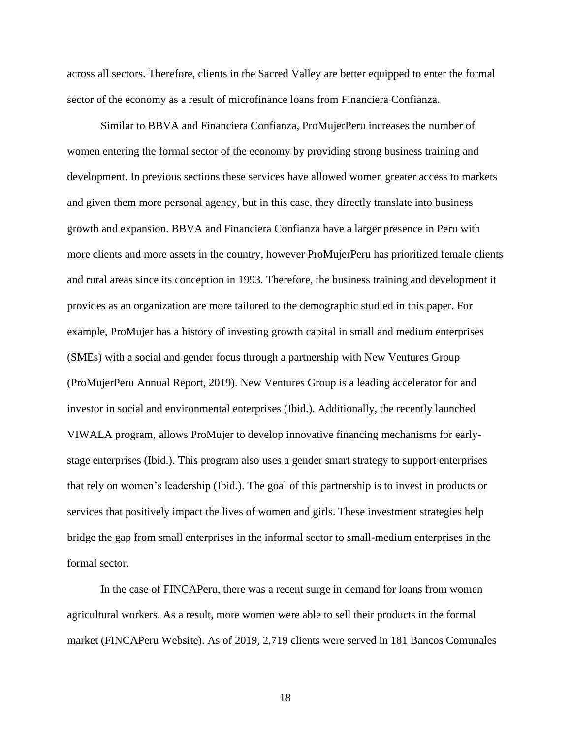across all sectors. Therefore, clients in the Sacred Valley are better equipped to enter the formal sector of the economy as a result of microfinance loans from Financiera Confianza.

Similar to BBVA and Financiera Confianza, ProMujerPeru increases the number of women entering the formal sector of the economy by providing strong business training and development. In previous sections these services have allowed women greater access to markets and given them more personal agency, but in this case, they directly translate into business growth and expansion. BBVA and Financiera Confianza have a larger presence in Peru with more clients and more assets in the country, however ProMujerPeru has prioritized female clients and rural areas since its conception in 1993. Therefore, the business training and development it provides as an organization are more tailored to the demographic studied in this paper. For example, ProMujer has a history of investing growth capital in small and medium enterprises (SMEs) with a social and gender focus through a partnership with New Ventures Group (ProMujerPeru Annual Report, 2019). New Ventures Group is a leading accelerator for and investor in social and environmental enterprises (Ibid.). Additionally, the recently launched VIWALA program, allows ProMujer to develop innovative financing mechanisms for early-stage enterprises (Ibid.). This program also uses a gender smart strategy to support enterprises that rely on women's leadership (Ibid.). The goal of this partnership is to invest in products or services that positively impact the lives of women and girls. These investment strategies help bridge the gap from small enterprises in the informal sector to small-medium enterprises in the formal sector.

In the case of FINCAPeru, there was a recent surge in demand for loans from women agricultural workers. As a result, more women were able to sell their products in the formal market (FINCAPeru Website). As of 2019, 2,719 clients were served in 181 Bancos Comunales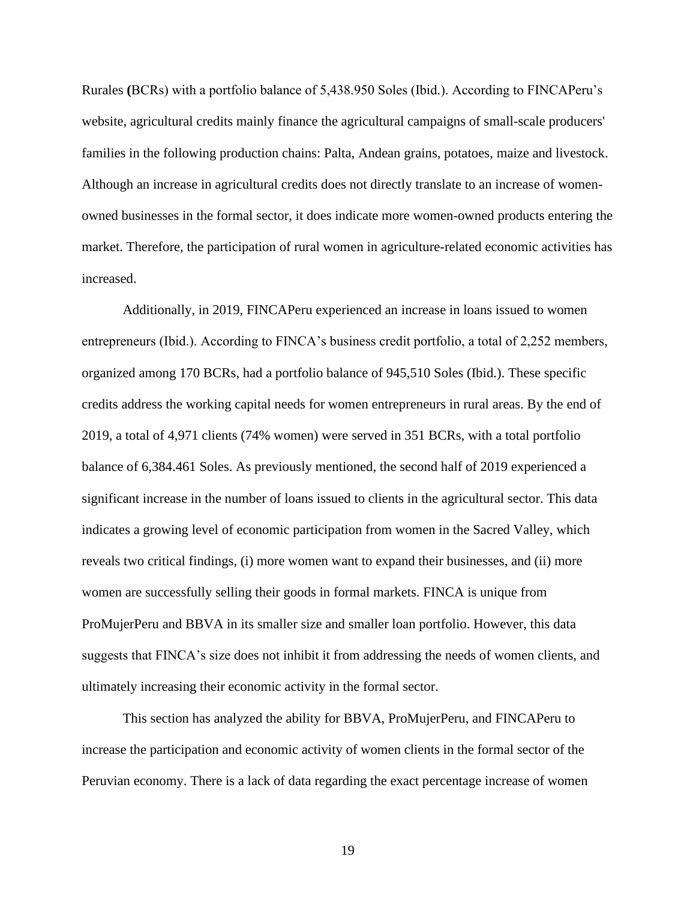Rurales **(**BCRs) with a portfolio balance of 5,438.950 Soles (Ibid.). According to FINCAPeru's website, agricultural credits mainly finance the agricultural campaigns of small-scale producers' families in the following production chains: Palta, Andean grains, potatoes, maize and livestock. Although an increase in agricultural credits does not directly translate to an increase of women-owned businesses in the formal sector, it does indicate more women-owned products entering the market. Therefore, the participation of rural women in agriculture-related economic activities has increased.

Additionally, in 2019, FINCAPeru experienced an increase in loans issued to women entrepreneurs (Ibid.). According to FINCA's business credit portfolio, a total of 2,252 members, organized among 170 BCRs, had a portfolio balance of 945,510 Soles (Ibid.). These specific credits address the working capital needs for women entrepreneurs in rural areas. By the end of 2019, a total of 4,971 clients (74% women) were served in 351 BCRs, with a total portfolio balance of 6,384.461 Soles. As previously mentioned, the second half of 2019 experienced a significant increase in the number of loans issued to clients in the agricultural sector. This data indicates a growing level of economic participation from women in the Sacred Valley, which reveals two critical findings, (i) more women want to expand their businesses, and (ii) more women are successfully selling their goods in formal markets. FINCA is unique from ProMujerPeru and BBVA in its smaller size and smaller loan portfolio. However, this data suggests that FINCA's size does not inhibit it from addressing the needs of women clients, and ultimately increasing their economic activity in the formal sector.

This section has analyzed the ability for BBVA, ProMujerPeru, and FINCAPeru to increase the participation and economic activity of women clients in the formal sector of the Peruvian economy. There is a lack of data regarding the exact percentage increase of women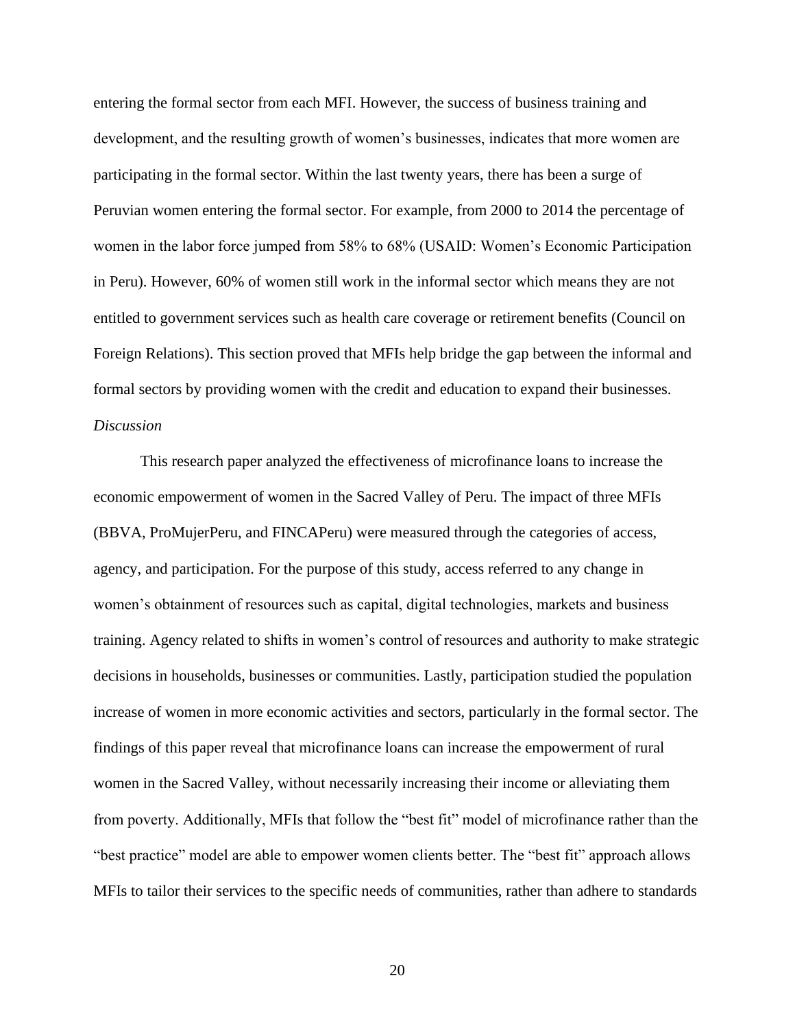entering the formal sector from each MFI. However, the success of business training and development, and the resulting growth of women's businesses, indicates that more women are participating in the formal sector. Within the last twenty years, there has been a surge of Peruvian women entering the formal sector. For example, from 2000 to 2014 the percentage of women in the labor force jumped from 58% to 68% (USAID: Women's Economic Participation in Peru). However, 60% of women still work in the informal sector which means they are not entitled to government services such as health care coverage or retirement benefits (Council on Foreign Relations). This section proved that MFIs help bridge the gap between the informal and formal sectors by providing women with the credit and education to expand their businesses.

*Discussion*

This research paper analyzed the effectiveness of microfinance loans to increase the economic empowerment of women in the Sacred Valley of Peru. The impact of three MFIs (BBVA, ProMujerPeru, and FINCAPeru) were measured through the categories of access, agency, and participation. For the purpose of this study, access referred to any change in women's obtainment of resources such as capital, digital technologies, markets and business training. Agency related to shifts in women's control of resources and authority to make strategic decisions in households, businesses or communities. Lastly, participation studied the population increase of women in more economic activities and sectors, particularly in the formal sector. The findings of this paper reveal that microfinance loans can increase the empowerment of rural women in the Sacred Valley, without necessarily increasing their income or alleviating them from poverty. Additionally, MFIs that follow the "best fit" model of microfinance rather than the "best practice" model are able to empower women clients better. The "best fit" approach allows MFIs to tailor their services to the specific needs of communities, rather than adhere to standards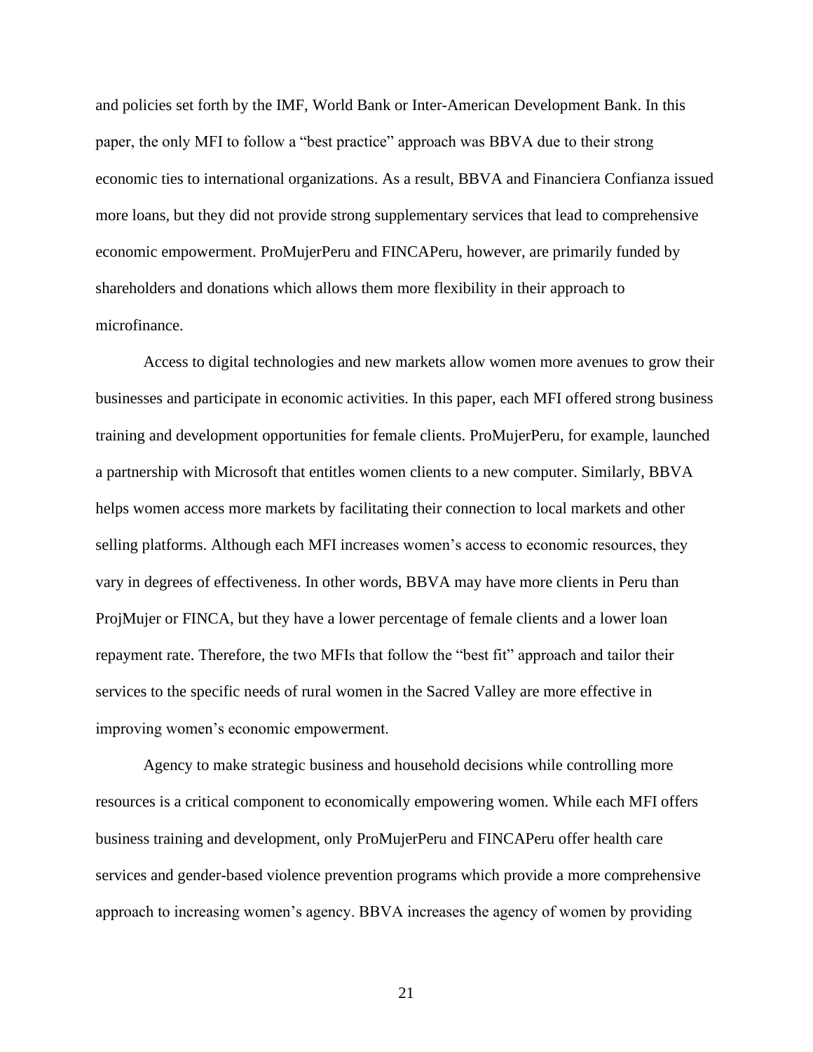and policies set forth by the IMF, World Bank or Inter-American Development Bank. In this paper, the only MFI to follow a "best practice" approach was BBVA due to their strong economic ties to international organizations. As a result, BBVA and Financiera Confianza issued more loans, but they did not provide strong supplementary services that lead to comprehensive economic empowerment. ProMujerPeru and FINCAPeru, however, are primarily funded by shareholders and donations which allows them more flexibility in their approach to microfinance.

Access to digital technologies and new markets allow women more avenues to grow their businesses and participate in economic activities. In this paper, each MFI offered strong business training and development opportunities for female clients. ProMujerPeru, for example, launched a partnership with Microsoft that entitles women clients to a new computer. Similarly, BBVA helps women access more markets by facilitating their connection to local markets and other selling platforms. Although each MFI increases women's access to economic resources, they vary in degrees of effectiveness. In other words, BBVA may have more clients in Peru than ProjMujer or FINCA, but they have a lower percentage of female clients and a lower loan repayment rate. Therefore, the two MFIs that follow the "best fit" approach and tailor their services to the specific needs of rural women in the Sacred Valley are more effective in improving women's economic empowerment.

Agency to make strategic business and household decisions while controlling more resources is a critical component to economically empowering women. While each MFI offers business training and development, only ProMujerPeru and FINCAPeru offer health care services and gender-based violence prevention programs which provide a more comprehensive approach to increasing women's agency. BBVA increases the agency of women by providing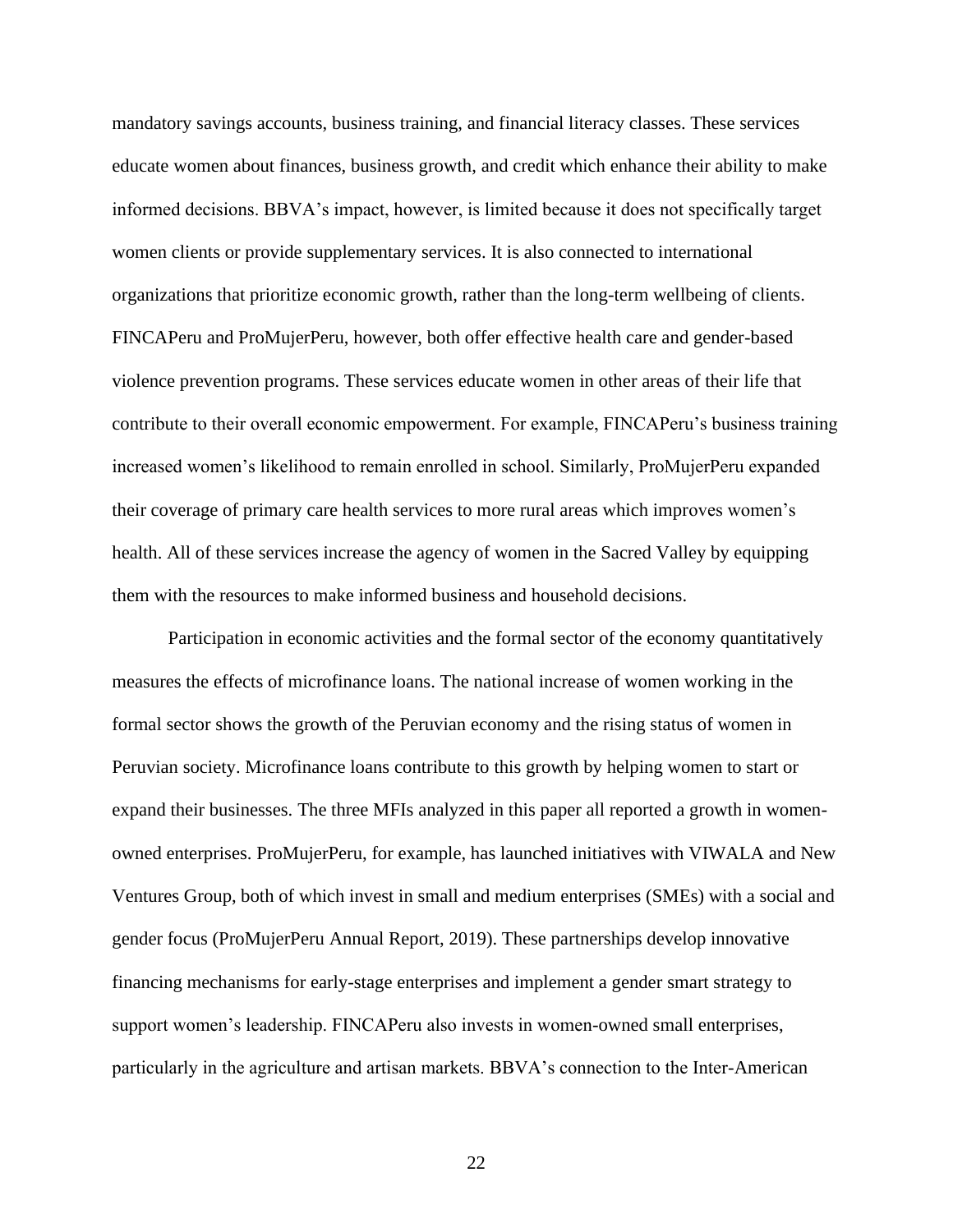mandatory savings accounts, business training, and financial literacy classes. These services educate women about finances, business growth, and credit which enhance their ability to make informed decisions. BBVA's impact, however, is limited because it does not specifically target women clients or provide supplementary services. It is also connected to international organizations that prioritize economic growth, rather than the long-term wellbeing of clients. FINCAPeru and ProMujerPeru, however, both offer effective health care and gender-based violence prevention programs. These services educate women in other areas of their life that contribute to their overall economic empowerment. For example, FINCAPeru's business training increased women's likelihood to remain enrolled in school. Similarly, ProMujerPeru expanded their coverage of primary care health services to more rural areas which improves women's health. All of these services increase the agency of women in the Sacred Valley by equipping them with the resources to make informed business and household decisions.

Participation in economic activities and the formal sector of the economy quantitatively measures the effects of microfinance loans. The national increase of women working in the formal sector shows the growth of the Peruvian economy and the rising status of women in Peruvian society. Microfinance loans contribute to this growth by helping women to start or expand their businesses. The three MFIs analyzed in this paper all reported a growth in women-owned enterprises. ProMujerPeru, for example, has launched initiatives with VIWALA and New Ventures Group, both of which invest in small and medium enterprises (SMEs) with a social and gender focus (ProMujerPeru Annual Report, 2019). These partnerships develop innovative financing mechanisms for early-stage enterprises and implement a gender smart strategy to support women's leadership. FINCAPeru also invests in women-owned small enterprises, particularly in the agriculture and artisan markets. BBVA's connection to the Inter-American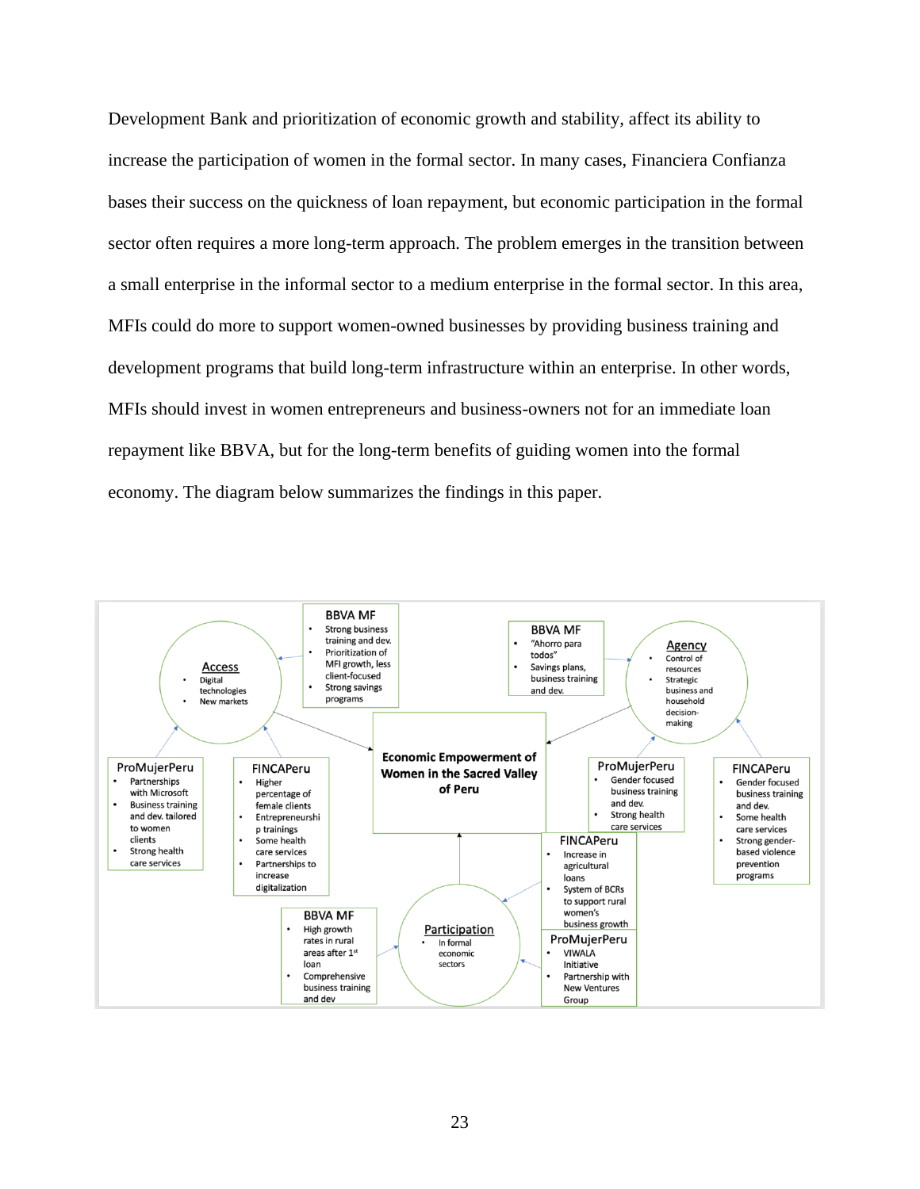Development Bank and prioritization of economic growth and stability, affect its ability to increase the participation of women in the formal sector. In many cases, Financiera Confianza bases their success on the quickness of loan repayment, but economic participation in the formal sector often requires a more long-term approach. The problem emerges in the transition between a small enterprise in the informal sector to a medium enterprise in the formal sector. In this area, MFIs could do more to support women-owned businesses by providing business training and development programs that build long-term infrastructure within an enterprise. In other words, MFIs should invest in women entrepreneurs and business-owners not for an immediate loan repayment like BBVA, but for the long-term benefits of guiding women into the formal economy. The diagram below summarizes the findings in this paper.

**Economic Empowerment of Women in the Sacred Valley of Peru**

**Access**
- Digital technologies
- New markets

BBVA MF
- Strong business training and dev.
- Prioritization of MFI growth, less client-focused
- Strong savings programs

ProMujerPeru
- Partnerships with Microsoft
- Business training and dev. tailored to women clients
- Strong health care services

FINCAPeru
- Higher percentage of female clients
- Entrepreneurship trainings
- Some health care services
- Partnerships to increase digitalization

**Agency**
- Control of resources
- Strategic business and household decision-making

BBVA MF
- "Ahorro para todos"
- Savings plans, business training and dev.

ProMujerPeru
- Gender focused business training and dev.
- Strong health care services

FINCAPeru
- Gender focused business training and dev.
- Some health care services
- Strong gender-based violence prevention programs

**Participation**
- In formal economic sectors

BBVA MF
- High growth rates in rural areas after 1st loan
- Comprehensive business training and dev

FINCAPeru
- Increase in agricultural loans
- System of BCRs to support rural women's business growth

ProMujerPeru
- VIWALA Initiative
- Partnership with New Ventures Group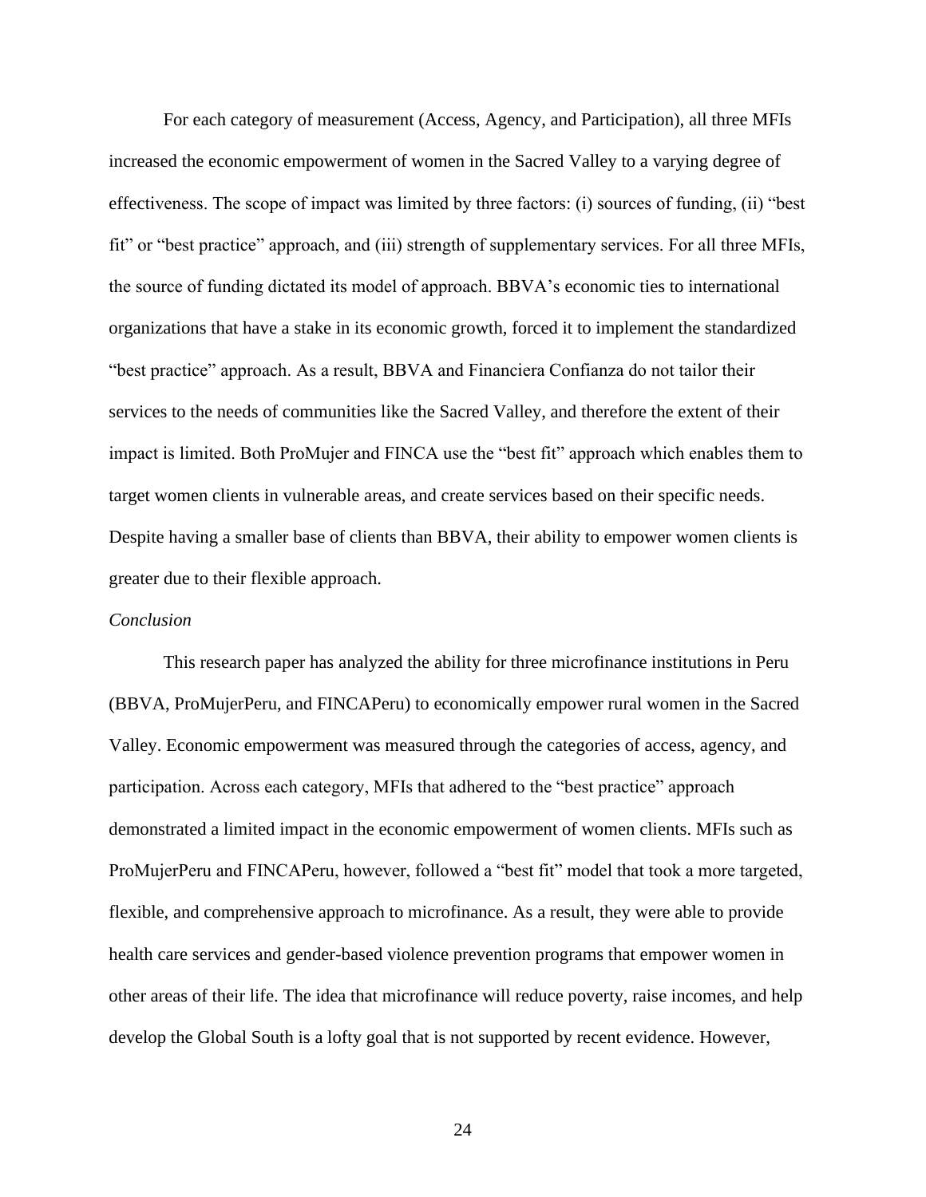For each category of measurement (Access, Agency, and Participation), all three MFIs increased the economic empowerment of women in the Sacred Valley to a varying degree of effectiveness. The scope of impact was limited by three factors: (i) sources of funding, (ii) "best fit" or "best practice" approach, and (iii) strength of supplementary services. For all three MFIs, the source of funding dictated its model of approach. BBVA's economic ties to international organizations that have a stake in its economic growth, forced it to implement the standardized "best practice" approach. As a result, BBVA and Financiera Confianza do not tailor their services to the needs of communities like the Sacred Valley, and therefore the extent of their impact is limited. Both ProMujer and FINCA use the "best fit" approach which enables them to target women clients in vulnerable areas, and create services based on their specific needs. Despite having a smaller base of clients than BBVA, their ability to empower women clients is greater due to their flexible approach.

*Conclusion*

This research paper has analyzed the ability for three microfinance institutions in Peru (BBVA, ProMujerPeru, and FINCAPeru) to economically empower rural women in the Sacred Valley. Economic empowerment was measured through the categories of access, agency, and participation. Across each category, MFIs that adhered to the "best practice" approach demonstrated a limited impact in the economic empowerment of women clients. MFIs such as ProMujerPeru and FINCAPeru, however, followed a "best fit" model that took a more targeted, flexible, and comprehensive approach to microfinance. As a result, they were able to provide health care services and gender-based violence prevention programs that empower women in other areas of their life. The idea that microfinance will reduce poverty, raise incomes, and help develop the Global South is a lofty goal that is not supported by recent evidence. However,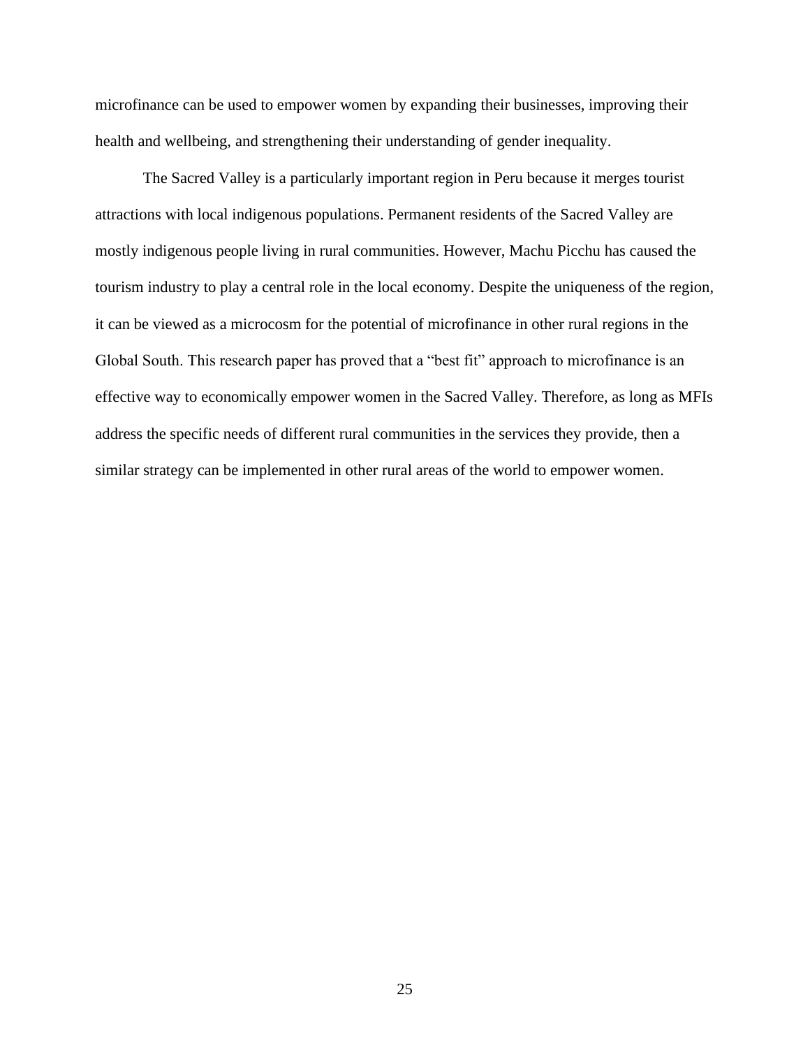microfinance can be used to empower women by expanding their businesses, improving their health and wellbeing, and strengthening their understanding of gender inequality.

The Sacred Valley is a particularly important region in Peru because it merges tourist attractions with local indigenous populations. Permanent residents of the Sacred Valley are mostly indigenous people living in rural communities. However, Machu Picchu has caused the tourism industry to play a central role in the local economy. Despite the uniqueness of the region, it can be viewed as a microcosm for the potential of microfinance in other rural regions in the Global South. This research paper has proved that a "best fit" approach to microfinance is an effective way to economically empower women in the Sacred Valley. Therefore, as long as MFIs address the specific needs of different rural communities in the services they provide, then a similar strategy can be implemented in other rural areas of the world to empower women.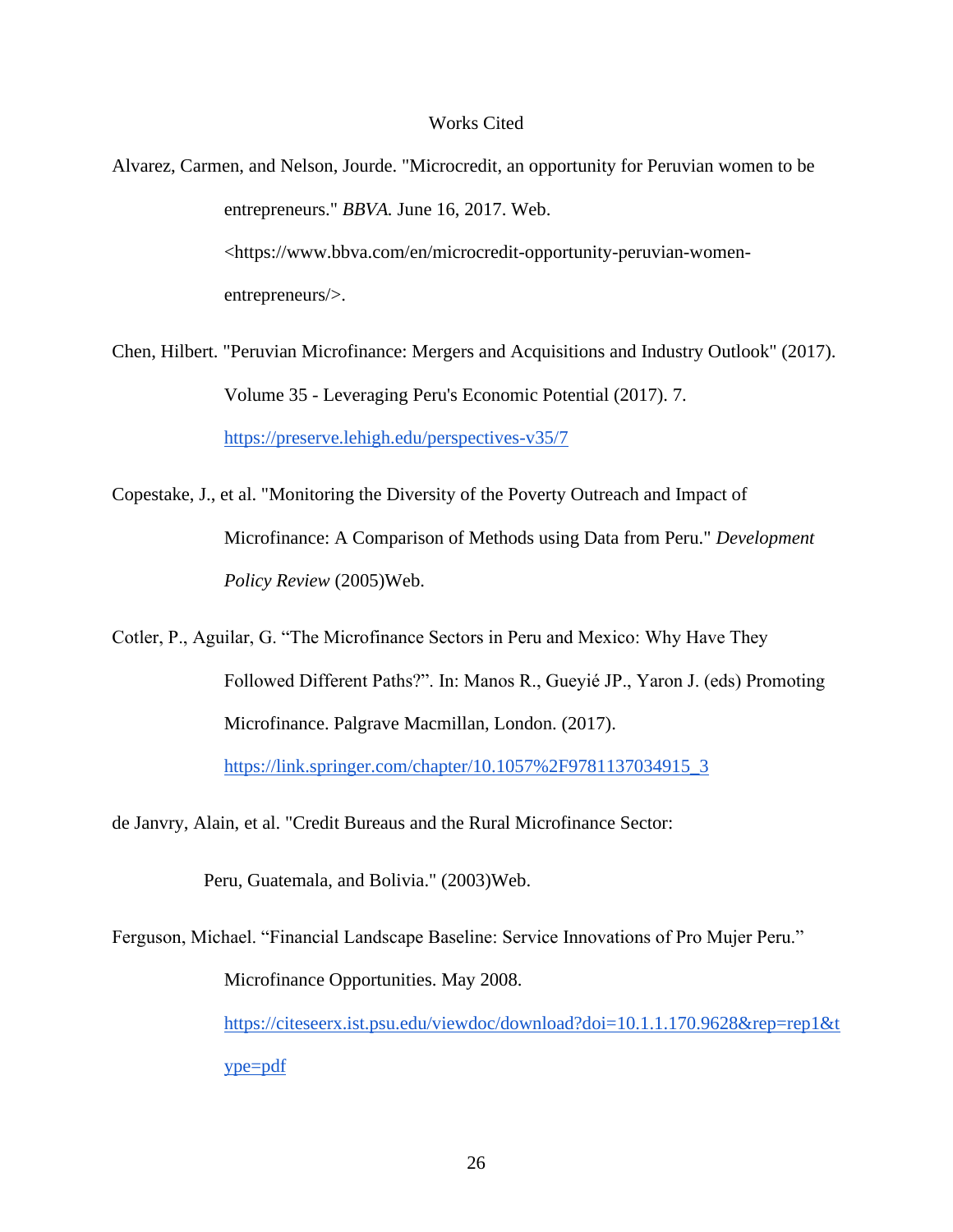# Works Cited

Alvarez, Carmen, and Nelson, Jourde. "Microcredit, an opportunity for Peruvian women to be entrepreneurs." *BBVA.* June 16, 2017. Web. <https://www.bbva.com/en/microcredit-opportunity-peruvian-women-entrepreneurs/>.

Chen, Hilbert. "Peruvian Microfinance: Mergers and Acquisitions and Industry Outlook" (2017). Volume 35 - Leveraging Peru's Economic Potential (2017). 7. https://preserve.lehigh.edu/perspectives-v35/7

Copestake, J., et al. "Monitoring the Diversity of the Poverty Outreach and Impact of Microfinance: A Comparison of Methods using Data from Peru." *Development Policy Review* (2005)Web.

Cotler, P., Aguilar, G. "The Microfinance Sectors in Peru and Mexico: Why Have They Followed Different Paths?". In: Manos R., Gueyié JP., Yaron J. (eds) Promoting Microfinance. Palgrave Macmillan, London. (2017). https://link.springer.com/chapter/10.1057%2F9781137034915_3

de Janvry, Alain, et al. "Credit Bureaus and the Rural Microfinance Sector: Peru, Guatemala, and Bolivia." (2003)Web.

Ferguson, Michael. "Financial Landscape Baseline: Service Innovations of Pro Mujer Peru." Microfinance Opportunities. May 2008. https://citeseerx.ist.psu.edu/viewdoc/download?doi=10.1.1.170.9628&rep=rep1&type=pdf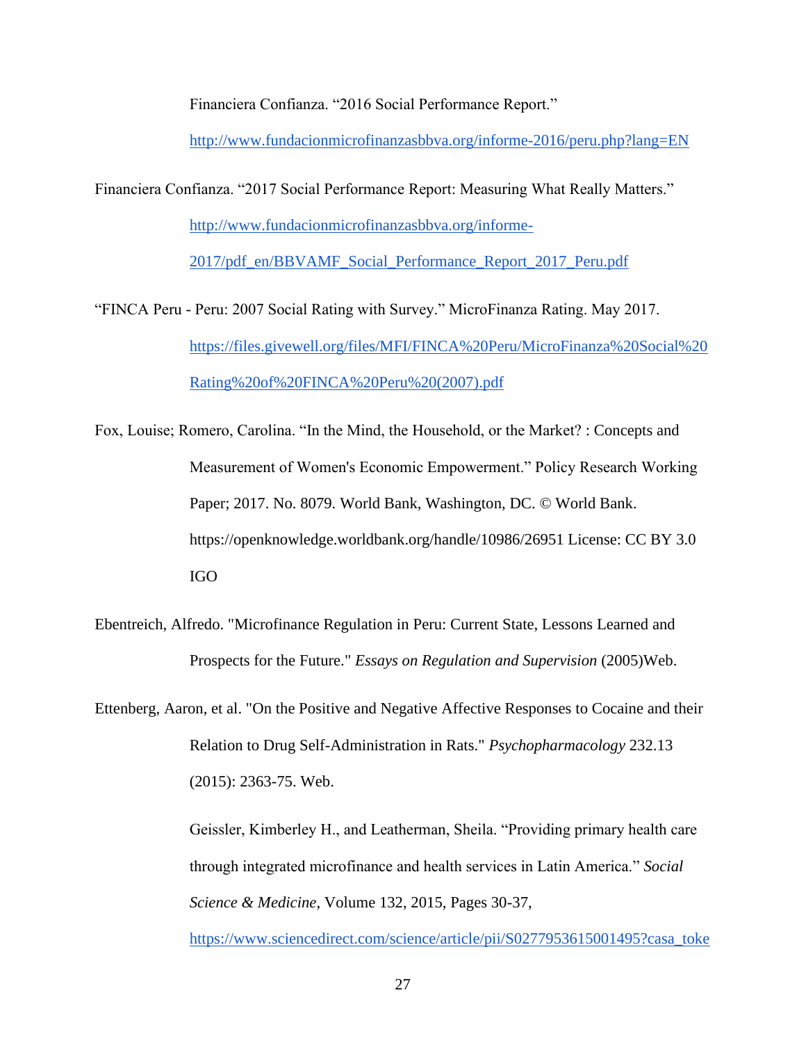Financiera Confianza. "2016 Social Performance Report." http://www.fundacionmicrofinanzasbbva.org/informe-2016/peru.php?lang=EN

Financiera Confianza. "2017 Social Performance Report: Measuring What Really Matters." http://www.fundacionmicrofinanzasbbva.org/informe-2017/pdf_en/BBVAMF_Social_Performance_Report_2017_Peru.pdf

"FINCA Peru - Peru: 2007 Social Rating with Survey." MicroFinanza Rating. May 2017. https://files.givewell.org/files/MFI/FINCA%20Peru/MicroFinanza%20Social%20Rating%20of%20FINCA%20Peru%20(2007).pdf

Fox, Louise; Romero, Carolina. "In the Mind, the Household, or the Market? : Concepts and Measurement of Women's Economic Empowerment." Policy Research Working Paper; 2017. No. 8079. World Bank, Washington, DC. © World Bank. https://openknowledge.worldbank.org/handle/10986/26951 License: CC BY 3.0 IGO

Ebentreich, Alfredo. "Microfinance Regulation in Peru: Current State, Lessons Learned and Prospects for the Future." *Essays on Regulation and Supervision* (2005)Web.

Ettenberg, Aaron, et al. "On the Positive and Negative Affective Responses to Cocaine and their Relation to Drug Self-Administration in Rats." *Psychopharmacology* 232.13 (2015): 2363-75. Web.

Geissler, Kimberley H., and Leatherman, Sheila. "Providing primary health care through integrated microfinance and health services in Latin America." *Social Science & Medicine*, Volume 132, 2015, Pages 30-37, https://www.sciencedirect.com/science/article/pii/S0277953615001495?casa_toke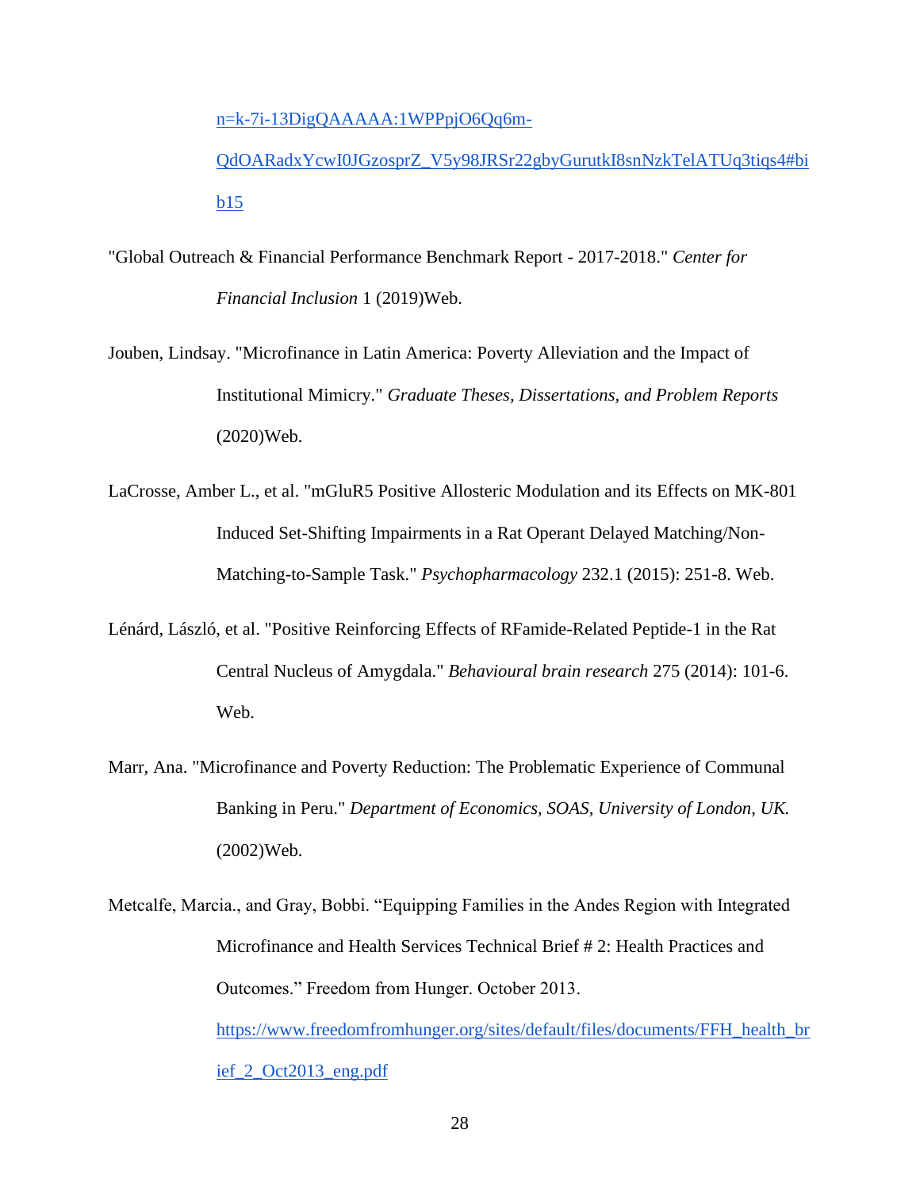n=k-7i-13DigQAAAAA:1WPPpjO6Qq6m-QdOARadxYcwI0JGzosprZ_V5y98JRSr22gbyGurutkI8snNzkTelATUq3tiqs4#bib15

"Global Outreach & Financial Performance Benchmark Report - 2017-2018." *Center for Financial Inclusion* 1 (2019)Web.

Jouben, Lindsay. "Microfinance in Latin America: Poverty Alleviation and the Impact of Institutional Mimicry." *Graduate Theses, Dissertations, and Problem Reports* (2020)Web.

LaCrosse, Amber L., et al. "mGluR5 Positive Allosteric Modulation and its Effects on MK-801 Induced Set-Shifting Impairments in a Rat Operant Delayed Matching/Non-Matching-to-Sample Task." *Psychopharmacology* 232.1 (2015): 251-8. Web.

Lénárd, László, et al. "Positive Reinforcing Effects of RFamide-Related Peptide-1 in the Rat Central Nucleus of Amygdala." *Behavioural brain research* 275 (2014): 101-6. Web.

Marr, Ana. "Microfinance and Poverty Reduction: The Problematic Experience of Communal Banking in Peru." *Department of Economics, SOAS, University of London, UK.* (2002)Web.

Metcalfe, Marcia., and Gray, Bobbi. "Equipping Families in the Andes Region with Integrated Microfinance and Health Services Technical Brief # 2: Health Practices and Outcomes." Freedom from Hunger. October 2013. https://www.freedomfromhunger.org/sites/default/files/documents/FFH_health_brief_2_Oct2013_eng.pdf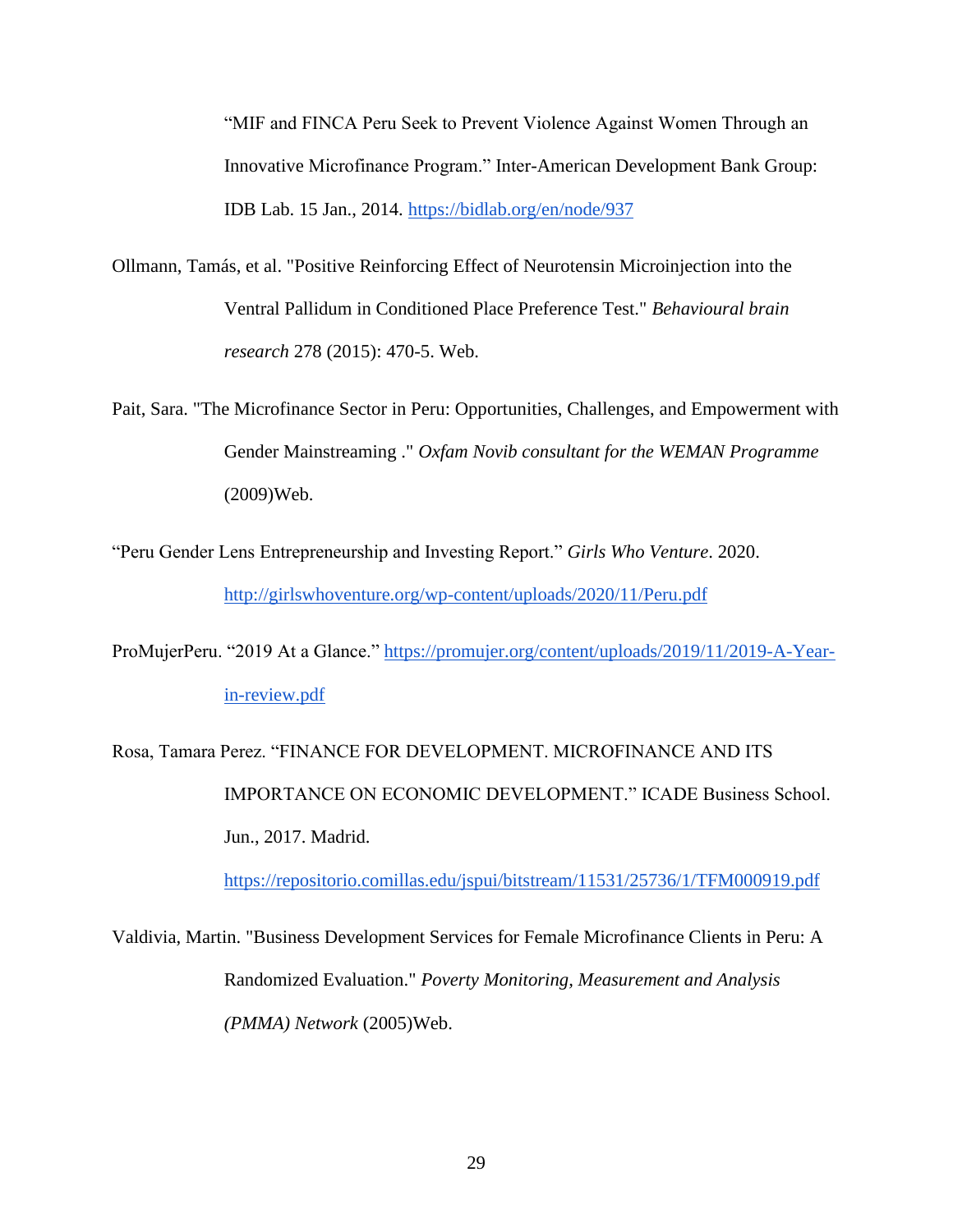"MIF and FINCA Peru Seek to Prevent Violence Against Women Through an Innovative Microfinance Program." Inter-American Development Bank Group: IDB Lab. 15 Jan., 2014. https://bidlab.org/en/node/937

Ollmann, Tamás, et al. "Positive Reinforcing Effect of Neurotensin Microinjection into the Ventral Pallidum in Conditioned Place Preference Test." *Behavioural brain research* 278 (2015): 470-5. Web.

Pait, Sara. "The Microfinance Sector in Peru: Opportunities, Challenges, and Empowerment with Gender Mainstreaming ." *Oxfam Novib consultant for the WEMAN Programme* (2009)Web.

"Peru Gender Lens Entrepreneurship and Investing Report." *Girls Who Venture*. 2020. http://girlswhoventure.org/wp-content/uploads/2020/11/Peru.pdf

ProMujerPeru. "2019 At a Glance." https://promujer.org/content/uploads/2019/11/2019-A-Year-in-review.pdf

Rosa, Tamara Perez. "FINANCE FOR DEVELOPMENT. MICROFINANCE AND ITS IMPORTANCE ON ECONOMIC DEVELOPMENT." ICADE Business School. Jun., 2017. Madrid. https://repositorio.comillas.edu/jspui/bitstream/11531/25736/1/TFM000919.pdf

Valdivia, Martin. "Business Development Services for Female Microfinance Clients in Peru: A Randomized Evaluation." *Poverty Monitoring, Measurement and Analysis (PMMA) Network* (2005)Web.